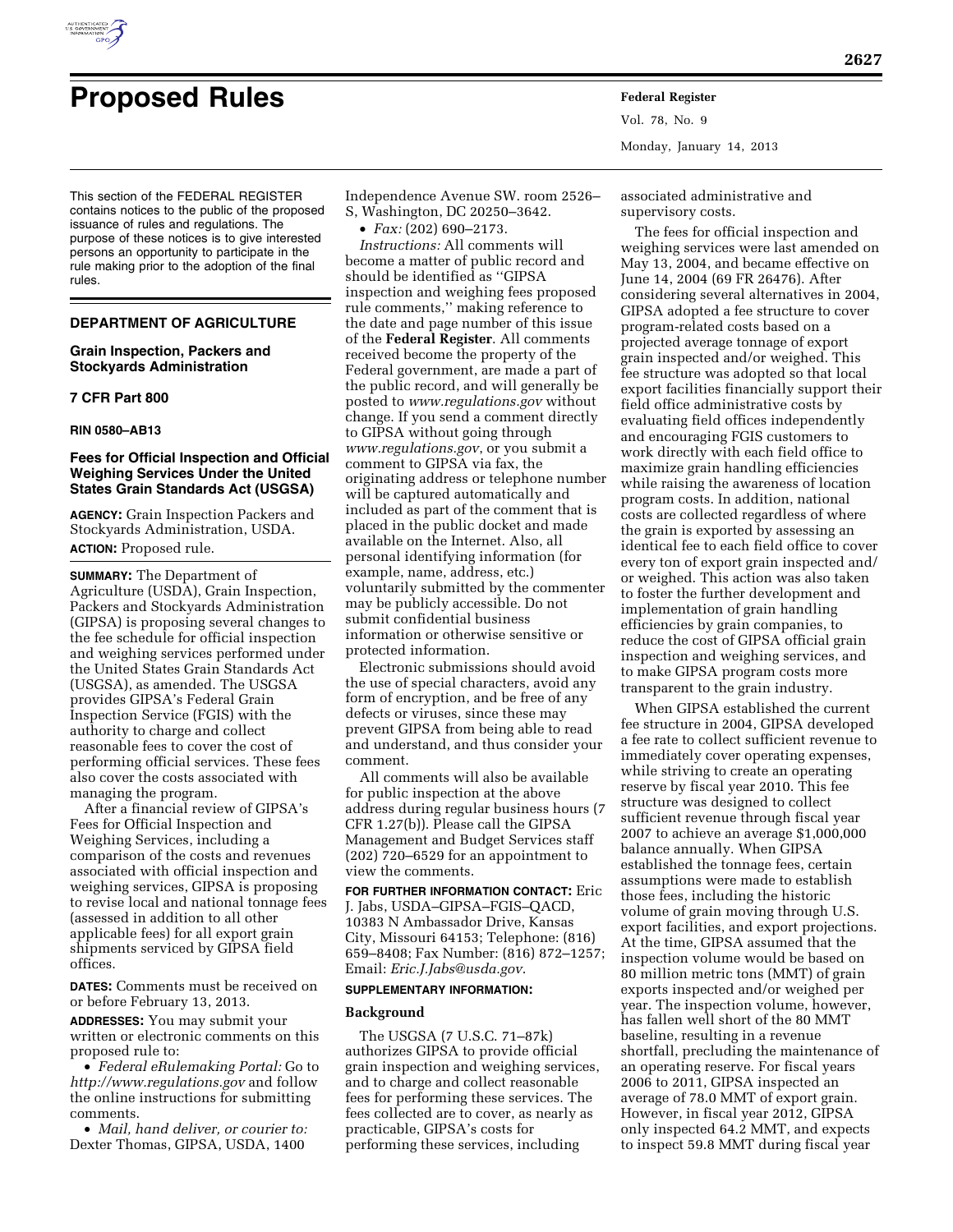# Proposed Rules

This section of the FEDERAL REGISTER contains notices to the public of the proposed issuance of rules and regulations. The purpose of these notices is to give interested persons an opportunity to participate in the rule making prior to the adoption of the final rules.

## DEPARTMENT OF AGRICULTURE

### Grain Inspection, Packers and Stockyards Administration

### 7 CFR Part 800

**RIN 0580–AB13**

### Fees for Official Inspection and Official Weighing Services Under the United States Grain Standards Act (USGSA)

**AGENCY:** Grain Inspection Packers and Stockyards Administration, USDA.

**ACTION:** Proposed rule.

**SUMMARY:** The Department of Agriculture (USDA), Grain Inspection, Packers and Stockyards Administration (GIPSA) is proposing several changes to the fee schedule for official inspection and weighing services performed under the United States Grain Standards Act (USGSA), as amended. The USGSA provides GIPSA's Federal Grain Inspection Service (FGIS) with the authority to charge and collect reasonable fees to cover the cost of performing official services. These fees also cover the costs associated with managing the program.

After a financial review of GIPSA's Fees for Official Inspection and Weighing Services, including a comparison of the costs and revenues associated with official inspection and weighing services, GIPSA is proposing to revise local and national tonnage fees (assessed in addition to all other applicable fees) for all export grain shipments serviced by GIPSA field offices.

**DATES:** Comments must be received on or before February 13, 2013.

**ADDRESSES:** You may submit your written or electronic comments on this proposed rule to:

- *Federal eRulemaking Portal:* Go to *http://www.regulations.gov* and follow the online instructions for submitting comments.
- *Mail, hand deliver, or courier to:* Dexter Thomas, GIPSA, USDA, 1400 Independence Avenue SW. room 2526–S, Washington, DC 20250–3642.
- *Fax:* (202) 690–2173.

*Instructions:* All comments will become a matter of public record and should be identified as ''GIPSA inspection and weighing fees proposed rule comments,'' making reference to the date and page number of this issue of the **Federal Register**. All comments received become the property of the Federal government, are made a part of the public record, and will generally be posted to *www.regulations.gov* without change. If you send a comment directly to GIPSA without going through *www.regulations.gov*, or you submit a comment to GIPSA via fax, the originating address or telephone number will be captured automatically and included as part of the comment that is placed in the public docket and made available on the Internet. Also, all personal identifying information (for example, name, address, etc.) voluntarily submitted by the commenter may be publicly accessible. Do not submit confidential business information or otherwise sensitive or protected information.

Electronic submissions should avoid the use of special characters, avoid any form of encryption, and be free of any defects or viruses, since these may prevent GIPSA from being able to read and understand, and thus consider your comment.

All comments will also be available for public inspection at the above address during regular business hours (7 CFR 1.27(b)). Please call the GIPSA Management and Budget Services staff (202) 720–6529 for an appointment to view the comments.

**FOR FURTHER INFORMATION CONTACT:** Eric J. Jabs, USDA–GIPSA–FGIS–QACD, 10383 N Ambassador Drive, Kansas City, Missouri 64153; Telephone: (816) 659–8408; Fax Number: (816) 872–1257; Email: *Eric.J.Jabs@usda.gov*.

**SUPPLEMENTARY INFORMATION:**

#### Background

The USGSA (7 U.S.C. 71–87k) authorizes GIPSA to provide official grain inspection and weighing services, and to charge and collect reasonable fees for performing these services. The fees collected are to cover, as nearly as practicable, GIPSA's costs for performing these services, including associated administrative and supervisory costs.

The fees for official inspection and weighing services were last amended on May 13, 2004, and became effective on June 14, 2004 (69 FR 26476). After considering several alternatives in 2004, GIPSA adopted a fee structure to cover program-related costs based on a projected average tonnage of export grain inspected and/or weighed. This fee structure was adopted so that local export facilities financially support their field office administrative costs by evaluating field offices independently and encouraging FGIS customers to work directly with each field office to maximize grain handling efficiencies while raising the awareness of location program costs. In addition, national costs are collected regardless of where the grain is exported by assessing an identical fee to each field office to cover every ton of export grain inspected and/or weighed. This action was also taken to foster the further development and implementation of grain handling efficiencies by grain companies, to reduce the cost of GIPSA official grain inspection and weighing services, and to make GIPSA program costs more transparent to the grain industry.

When GIPSA established the current fee structure in 2004, GIPSA developed a fee rate to collect sufficient revenue to immediately cover operating expenses, while striving to create an operating reserve by fiscal year 2010. This fee structure was designed to collect sufficient revenue through fiscal year 2007 to achieve an average $1,000,000 balance annually. When GIPSA established the tonnage fees, certain assumptions were made to establish those fees, including the historic volume of grain moving through U.S. export facilities, and export projections. At the time, GIPSA assumed that the inspection volume would be based on 80 million metric tons (MMT) of grain exports inspected and/or weighed per year. The inspection volume, however, has fallen well short of the 80 MMT baseline, resulting in a revenue shortfall, precluding the maintenance of an operating reserve. For fiscal years 2006 to 2011, GIPSA inspected an average of 78.0 MMT of export grain. However, in fiscal year 2012, GIPSA only inspected 64.2 MMT, and expects to inspect 59.8 MMT during fiscal year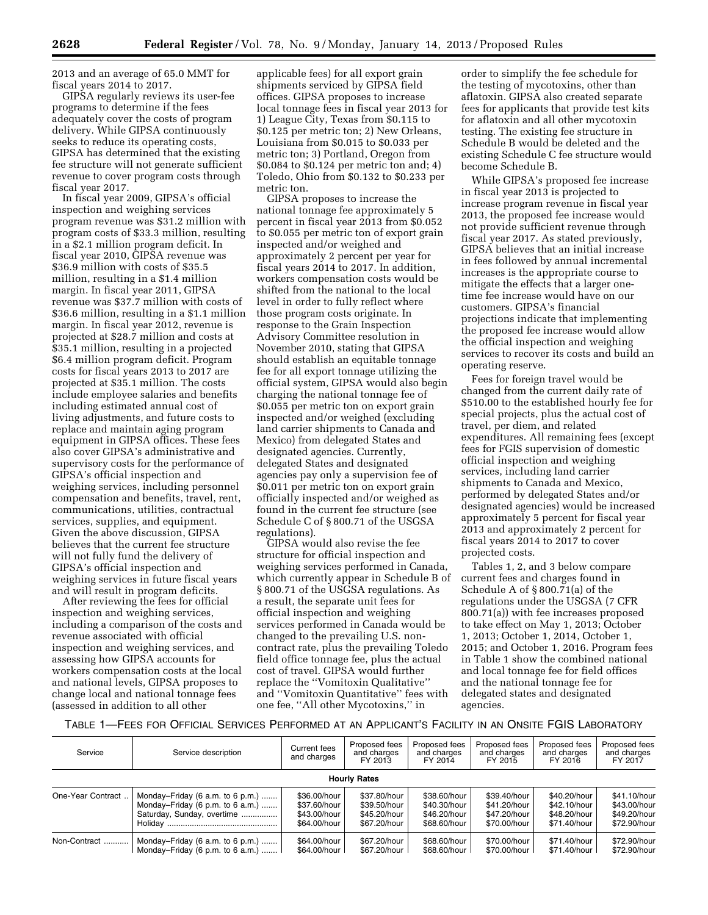2013 and an average of 65.0 MMT for fiscal years 2014 to 2017.

GIPSA regularly reviews its user-fee programs to determine if the fees adequately cover the costs of program delivery. While GIPSA continuously seeks to reduce its operating costs, GIPSA has determined that the existing fee structure will not generate sufficient revenue to cover program costs through fiscal year 2017.

In fiscal year 2009, GIPSA's official inspection and weighing services program revenue was $31.2 million with program costs of $33.3 million, resulting in a $2.1 million program deficit. In fiscal year 2010, GIPSA revenue was $36.9 million with costs of $35.5 million, resulting in a $1.4 million margin. In fiscal year 2011, GIPSA revenue was $37.7 million with costs of $36.6 million, resulting in a $1.1 million margin. In fiscal year 2012, revenue is projected at $28.7 million and costs at $35.1 million, resulting in a projected $6.4 million program deficit. Program costs for fiscal years 2013 to 2017 are projected at $35.1 million. The costs include employee salaries and benefits including estimated annual cost of living adjustments, and future costs to replace and maintain aging program equipment in GIPSA offices. These fees also cover GIPSA's administrative and supervisory costs for the performance of GIPSA's official inspection and weighing services, including personnel compensation and benefits, travel, rent, communications, utilities, contractual services, supplies, and equipment. Given the above discussion, GIPSA believes that the current fee structure will not fully fund the delivery of GIPSA's official inspection and weighing services in future fiscal years and will result in program deficits.

After reviewing the fees for official inspection and weighing services, including a comparison of the costs and revenue associated with official inspection and weighing services, and assessing how GIPSA accounts for workers compensation costs at the local and national levels, GIPSA proposes to change local and national tonnage fees (assessed in addition to all other applicable fees) for all export grain shipments serviced by GIPSA field offices. GIPSA proposes to increase local tonnage fees in fiscal year 2013 for 1) League City, Texas from $0.115 to $0.125 per metric ton; 2) New Orleans, Louisiana from $0.015 to $0.033 per metric ton; 3) Portland, Oregon from $0.084 to $0.124 per metric ton and; 4) Toledo, Ohio from $0.132 to $0.233 per metric ton.

GIPSA proposes to increase the national tonnage fee approximately 5 percent in fiscal year 2013 from $0.052 to $0.055 per metric ton of export grain inspected and/or weighed and approximately 2 percent per year for fiscal years 2014 to 2017. In addition, workers compensation costs would be shifted from the national to the local level in order to fully reflect where those program costs originate. In response to the Grain Inspection Advisory Committee resolution in November 2010, stating that GIPSA should establish an equitable tonnage fee for all export tonnage utilizing the official system, GIPSA would also begin charging the national tonnage fee of $0.055 per metric ton on export grain inspected and/or weighed (excluding land carrier shipments to Canada and Mexico) from delegated States and designated agencies. Currently, delegated States and designated agencies pay only a supervision fee of $0.011 per metric ton on export grain officially inspected and/or weighed as found in the current fee structure (see Schedule C of § 800.71 of the USGSA regulations).

GIPSA would also revise the fee structure for official inspection and weighing services performed in Canada, which currently appear in Schedule B of § 800.71 of the USGSA regulations. As a result, the separate unit fees for official inspection and weighing services performed in Canada would be changed to the prevailing U.S. non-contract rate, plus the prevailing Toledo field office tonnage fee, plus the actual cost of travel. GIPSA would further replace the ''Vomitoxin Qualitative'' and ''Vomitoxin Quantitative'' fees with one fee, ''All other Mycotoxins,'' in order to simplify the fee schedule for the testing of mycotoxins, other than aflatoxin. GIPSA also created separate fees for applicants that provide test kits for aflatoxin and all other mycotoxin testing. The existing fee structure in Schedule B would be deleted and the existing Schedule C fee structure would become Schedule B.

While GIPSA's proposed fee increase in fiscal year 2013 is projected to increase program revenue in fiscal year 2013, the proposed fee increase would not provide sufficient revenue through fiscal year 2017. As stated previously, GIPSA believes that an initial increase in fees followed by annual incremental increases is the appropriate course to mitigate the effects that a larger one-time fee increase would have on our customers. GIPSA's financial projections indicate that implementing the proposed fee increase would allow the official inspection and weighing services to recover its costs and build an operating reserve.

Fees for foreign travel would be changed from the current daily rate of $510.00 to the established hourly fee for special projects, plus the actual cost of travel, per diem, and related expenditures. All remaining fees (except fees for FGIS supervision of domestic official inspection and weighing services, including land carrier shipments to Canada and Mexico, performed by delegated States and/or designated agencies) would be increased approximately 5 percent for fiscal year 2013 and approximately 2 percent for fiscal years 2014 to 2017 to cover projected costs.

Tables 1, 2, and 3 below compare current fees and charges found in Schedule A of § 800.71(a) of the regulations under the USGSA (7 CFR 800.71(a)) with fee increases proposed to take effect on May 1, 2013; October 1, 2013; October 1, 2014, October 1, 2015; and October 1, 2016. Program fees in Table 1 show the combined national and local tonnage fee for field offices and the national tonnage fee for delegated states and designated agencies.

TABLE 1—FEES FOR OFFICIAL SERVICES PERFORMED AT AN APPLICANT'S FACILITY IN AN ONSITE FGIS LABORATORY

| Service | Service description | Current fees and charges | Proposed fees and charges FY 2013 | Proposed fees and charges FY 2014 | Proposed fees and charges FY 2015 | Proposed fees and charges FY 2016 | Proposed fees and charges FY 2017 |
|---|---|---|---|---|---|---|---|
| **Hourly Rates** | | | | | | | |
| One-Year Contract | Monday–Friday (6 a.m. to 6 p.m.) | $36.00/hour | $37.80/hour | $38.60/hour | $39.40/hour | $40.20/hour | $41.10/hour |
| | Monday–Friday (6 p.m. to 6 a.m.) | $37.60/hour | $39.50/hour | $40.30/hour | $41.20/hour | $42.10/hour | $43.00/hour |
| | Saturday, Sunday, overtime | $43.00/hour | $45.20/hour | $46.20/hour | $47.20/hour | $48.20/hour | $49.20/hour |
| | Holiday | $64.00/hour | $67.20/hour | $68.60/hour | $70.00/hour | $71.40/hour | $72.90/hour |
| Non-Contract | Monday–Friday (6 a.m. to 6 p.m.) | $64.00/hour | $67.20/hour | $68.60/hour | $70.00/hour | $71.40/hour | $72.90/hour |
| | Monday–Friday (6 p.m. to 6 a.m.) | $64.00/hour | $67.20/hour | $68.60/hour | $70.00/hour | $71.40/hour | $72.90/hour |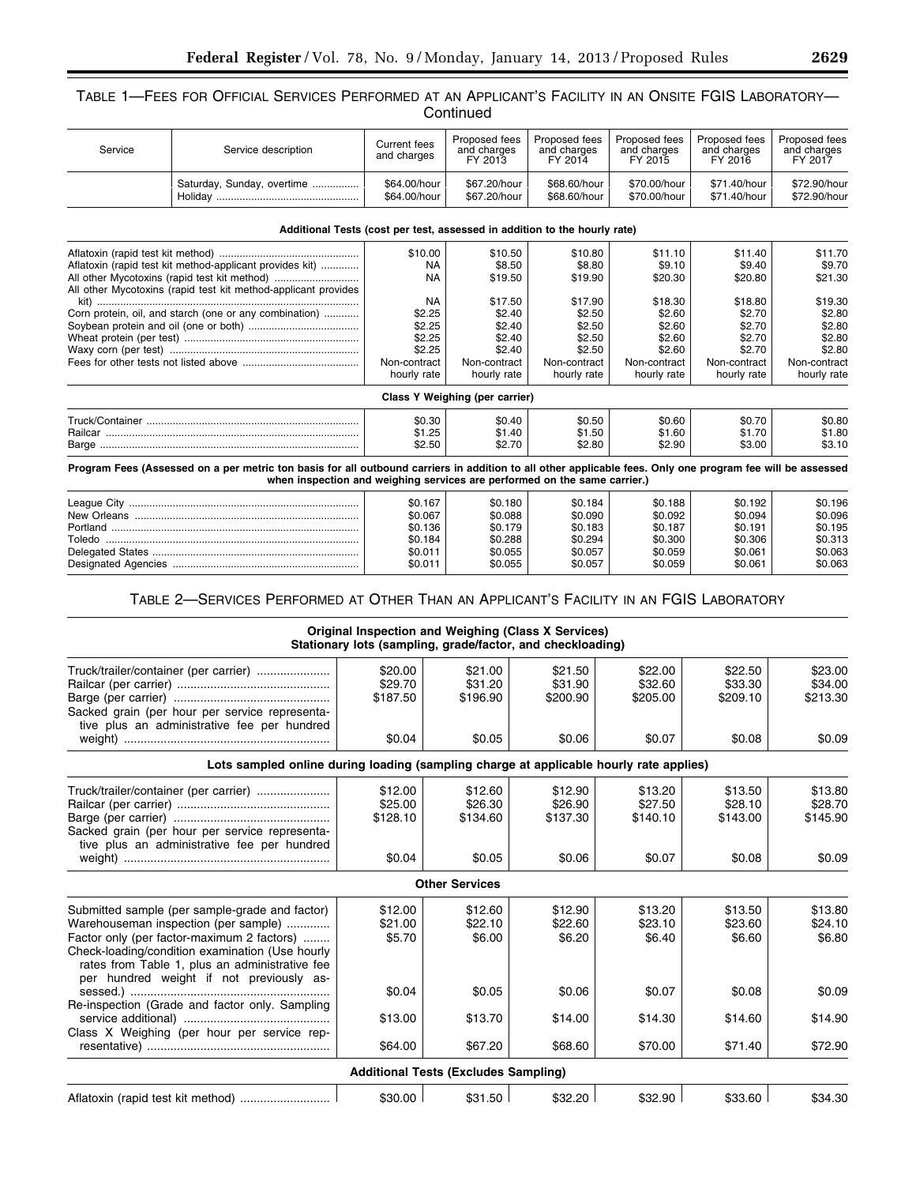## TABLE 1—FEES FOR OFFICIAL SERVICES PERFORMED AT AN APPLICANT'S FACILITY IN AN ONSITE FGIS LABORATORY—Continued

| Service | Service description | Current fees and charges | Proposed fees and charges FY 2013 | Proposed fees and charges FY 2014 | Proposed fees and charges FY 2015 | Proposed fees and charges FY 2016 | Proposed fees and charges FY 2017 |
|---|---|---|---|---|---|---|---|
| | Saturday, Sunday, overtime | $64.00/hour | $67.20/hour | $68.60/hour | $70.00/hour | $71.40/hour | $72.90/hour |
| | Holiday | $64.00/hour | $67.20/hour | $68.60/hour | $70.00/hour | $71.40/hour | $72.90/hour |
| **Additional Tests (cost per test, assessed in addition to the hourly rate)** | | | | | | | |
| Aflatoxin (rapid test kit method) | | $10.00 | $10.50 | $10.80 | $11.10 | $11.40 | $11.70 |
| Aflatoxin (rapid test kit method-applicant provides kit) | | NA | $8.50 | $8.80 | $9.10 | $9.40 | $9.70 |
| All other Mycotoxins (rapid test kit method) | | NA | $19.50 | $19.90 | $20.30 | $20.80 | $21.30 |
| All other Mycotoxins (rapid test kit method-applicant provides kit) | | NA | $17.50 | $17.90 | $18.30 | $18.80 | $19.30 |
| Corn protein, oil, and starch (one or any combination) | | $2.25 | $2.40 | $2.50 | $2.60 | $2.70 | $2.80 |
| Soybean protein and oil (one or both) | | $2.25 | $2.40 | $2.50 | $2.60 | $2.70 | $2.80 |
| Wheat protein (per test) | | $2.25 | $2.40 | $2.50 | $2.60 | $2.70 | $2.80 |
| Waxy corn (per test) | | $2.25 | $2.40 | $2.50 | $2.60 | $2.70 | $2.80 |
| Fees for other tests not listed above | | Non-contract hourly rate | Non-contract hourly rate | Non-contract hourly rate | Non-contract hourly rate | Non-contract hourly rate | Non-contract hourly rate |
| **Class Y Weighing (per carrier)** | | | | | | | |
| Truck/Container | | $0.30 | $0.40 | $0.50 | $0.60 | $0.70 | $0.80 |
| Railcar | | $1.25 | $1.40 | $1.50 | $1.60 | $1.70 | $1.80 |
| Barge | | $2.50 | $2.70 | $2.80 | $2.90 | $3.00 | $3.10 |
| **Program Fees (Assessed on a per metric ton basis for all outbound carriers in addition to all other applicable fees. Only one program fee will be assessed when inspection and weighing services are performed on the same carrier.)** | | | | | | | |
| League City | | $0.167 | $0.180 | $0.184 | $0.188 | $0.192 | $0.196 |
| New Orleans | | $0.067 | $0.088 | $0.090 | $0.092 | $0.094 | $0.096 |
| Portland | | $0.136 | $0.179 | $0.183 | $0.187 | $0.191 | $0.195 |
| Toledo | | $0.184 | $0.288 | $0.294 | $0.300 | $0.306 | $0.313 |
| Delegated States | | $0.011 | $0.055 | $0.057 | $0.059 | $0.061 | $0.063 |
| Designated Agencies | | $0.011 | $0.055 | $0.057 | $0.059 | $0.061 | $0.063 |

## TABLE 2—SERVICES PERFORMED AT OTHER THAN AN APPLICANT'S FACILITY IN AN FGIS LABORATORY

| Service | Current fees and charges | Proposed fees and charges FY 2013 | Proposed fees and charges FY 2014 | Proposed fees and charges FY 2015 | Proposed fees and charges FY 2016 | Proposed fees and charges FY 2017 |
|---|---|---|---|---|---|---|
| **Original Inspection and Weighing (Class X Services) Stationary lots (sampling, grade/factor, and checkloading)** | | | | | | |
| Truck/trailer/container (per carrier) | $20.00 | $21.00 | $21.50 | $22.00 | $22.50 | $23.00 |
| Railcar (per carrier) | $29.70 | $31.20 | $31.90 | $32.60 | $33.30 | $34.00 |
| Barge (per carrier) | $187.50 | $196.90 | $200.90 | $205.00 | $209.10 | $213.30 |
| Sacked grain (per hour per service representative plus an administrative fee per hundred weight) | $0.04 | $0.05 | $0.06 | $0.07 | $0.08 | $0.09 |
| **Lots sampled online during loading (sampling charge at applicable hourly rate applies)** | | | | | | |
| Truck/trailer/container (per carrier) | $12.00 | $12.60 | $12.90 | $13.20 | $13.50 | $13.80 |
| Railcar (per carrier) | $25.00 | $26.30 | $26.90 | $27.50 | $28.10 | $28.70 |
| Barge (per carrier) | $128.10 | $134.60 | $137.30 | $140.10 | $143.00 | $145.90 |
| Sacked grain (per hour per service representative plus an administrative fee per hundred weight) | $0.04 | $0.05 | $0.06 | $0.07 | $0.08 | $0.09 |
| **Other Services** | | | | | | |
| Submitted sample (per sample-grade and factor) | $12.00 | $12.60 | $12.90 | $13.20 | $13.50 | $13.80 |
| Warehouseman inspection (per sample) | $21.00 | $22.10 | $22.60 | $23.10 | $23.60 | $24.10 |
| Factor only (per factor-maximum 2 factors) | $5.70 | $6.00 | $6.20 | $6.40 | $6.60 | $6.80 |
| Check-loading/condition examination (Use hourly rates from Table 1, plus an administrative fee per hundred weight if not previously assessed.) | $0.04 | $0.05 | $0.06 | $0.07 | $0.08 | $0.09 |
| Re-inspection (Grade and factor only. Sampling service additional) | $13.00 | $13.70 | $14.00 | $14.30 | $14.60 | $14.90 |
| Class X Weighing (per hour per service representative) | $64.00 | $67.20 | $68.60 | $70.00 | $71.40 | $72.90 |
| **Additional Tests (Excludes Sampling)** | | | | | | |
| Aflatoxin (rapid test kit method) | $30.00 | $31.50 | $32.20 | $32.90 | $33.60 | $34.30 |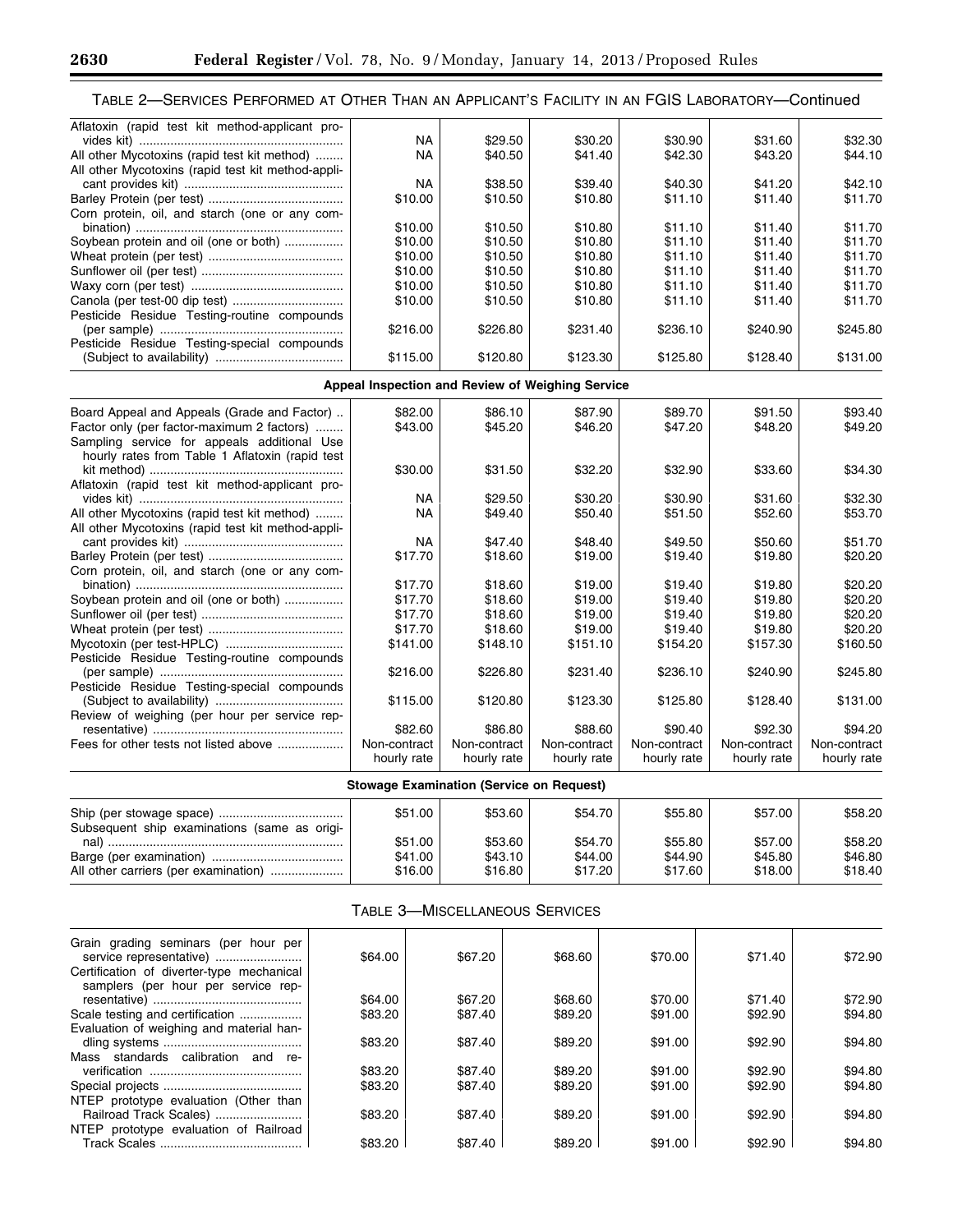TABLE 2—SERVICES PERFORMED AT OTHER THAN AN APPLICANT'S FACILITY IN AN FGIS LABORATORY—Continued

| | | | | | | |
|---|---|---|---|---|---|---|
| Aflatoxin (rapid test kit method-applicant provides kit) | NA | $29.50 | $30.20 | $30.90 | $31.60 | $32.30 |
| All other Mycotoxins (rapid test kit method) | NA | $40.50 | $41.40 | $42.30 | $43.20 | $44.10 |
| All other Mycotoxins (rapid test kit method-applicant provides kit) | NA | $38.50 | $39.40 | $40.30 | $41.20 | $42.10 |
| Barley Protein (per test) | $10.00 | $10.50 | $10.80 | $11.10 | $11.40 | $11.70 |
| Corn protein, oil, and starch (one or any combination) | $10.00 | $10.50 | $10.80 | $11.10 | $11.40 | $11.70 |
| Soybean protein and oil (one or both) | $10.00 | $10.50 | $10.80 | $11.10 | $11.40 | $11.70 |
| Wheat protein (per test) | $10.00 | $10.50 | $10.80 | $11.10 | $11.40 | $11.70 |
| Sunflower oil (per test) | $10.00 | $10.50 | $10.80 | $11.10 | $11.40 | $11.70 |
| Waxy corn (per test) | $10.00 | $10.50 | $10.80 | $11.10 | $11.40 | $11.70 |
| Canola (per test-00 dip test) | $10.00 | $10.50 | $10.80 | $11.10 | $11.40 | $11.70 |
| Pesticide Residue Testing-routine compounds (per sample) | $216.00 | $226.80 | $231.40 | $236.10 | $240.90 | $245.80 |
| Pesticide Residue Testing-special compounds (Subject to availability) | $115.00 | $120.80 | $123.30 | $125.80 | $128.40 | $131.00 |
| **Appeal Inspection and Review of Weighing Service** | | | | | | |
| Board Appeal and Appeals (Grade and Factor) | $82.00 | $86.10 | $87.90 | $89.70 | $91.50 | $93.40 |
| Factor only (per factor-maximum 2 factors) | $43.00 | $45.20 | $46.20 | $47.20 | $48.20 | $49.20 |
| Sampling service for appeals additional Use hourly rates from Table 1 Aflatoxin (rapid test kit method) | $30.00 | $31.50 | $32.20 | $32.90 | $33.60 | $34.30 |
| Aflatoxin (rapid test kit method-applicant provides kit) | NA | $29.50 | $30.20 | $30.90 | $31.60 | $32.30 |
| All other Mycotoxins (rapid test kit method) | NA | $49.40 | $50.40 | $51.50 | $52.60 | $53.70 |
| All other Mycotoxins (rapid test kit method-applicant provides kit) | NA | $47.40 | $48.40 | $49.50 | $50.60 | $51.70 |
| Barley Protein (per test) | $17.70 | $18.60 | $19.00 | $19.40 | $19.80 | $20.20 |
| Corn protein, oil, and starch (one or any combination) | $17.70 | $18.60 | $19.00 | $19.40 | $19.80 | $20.20 |
| Soybean protein and oil (one or both) | $17.70 | $18.60 | $19.00 | $19.40 | $19.80 | $20.20 |
| Sunflower oil (per test) | $17.70 | $18.60 | $19.00 | $19.40 | $19.80 | $20.20 |
| Wheat protein (per test) | $17.70 | $18.60 | $19.00 | $19.40 | $19.80 | $20.20 |
| Mycotoxin (per test-HPLC) | $141.00 | $148.10 | $151.10 | $154.20 | $157.30 | $160.50 |
| Pesticide Residue Testing-routine compounds (per sample) | $216.00 | $226.80 | $231.40 | $236.10 | $240.90 | $245.80 |
| Pesticide Residue Testing-special compounds (Subject to availability) | $115.00 | $120.80 | $123.30 | $125.80 | $128.40 | $131.00 |
| Review of weighing (per hour per service representative) | $82.60 | $86.80 | $88.60 | $90.40 | $92.30 | $94.20 |
| Fees for other tests not listed above | Non-contract hourly rate | Non-contract hourly rate | Non-contract hourly rate | Non-contract hourly rate | Non-contract hourly rate | Non-contract hourly rate |
| **Stowage Examination (Service on Request)** | | | | | | |
| Ship (per stowage space) | $51.00 | $53.60 | $54.70 | $55.80 | $57.00 | $58.20 |
| Subsequent ship examinations (same as original) | $51.00 | $53.60 | $54.70 | $55.80 | $57.00 | $58.20 |
| Barge (per examination) | $41.00 | $43.10 | $44.00 | $44.90 | $45.80 | $46.80 |
| All other carriers (per examination) | $16.00 | $16.80 | $17.20 | $17.60 | $18.00 | $18.40 |

TABLE 3—MISCELLANEOUS SERVICES

| | | | | | | |
|---|---|---|---|---|---|---|
| Grain grading seminars (per hour per service representative) | $64.00 | $67.20 | $68.60 | $70.00 | $71.40 | $72.90 |
| Certification of diverter-type mechanical samplers (per hour per service representative) | $64.00 | $67.20 | $68.60 | $70.00 | $71.40 | $72.90 |
| Scale testing and certification | $83.20 | $87.40 | $89.20 | $91.00 | $92.90 | $94.80 |
| Evaluation of weighing and material handling systems | $83.20 | $87.40 | $89.20 | $91.00 | $92.90 | $94.80 |
| Mass standards calibration and reverification | $83.20 | $87.40 | $89.20 | $91.00 | $92.90 | $94.80 |
| Special projects | $83.20 | $87.40 | $89.20 | $91.00 | $92.90 | $94.80 |
| NTEP prototype evaluation (Other than Railroad Track Scales) | $83.20 | $87.40 | $89.20 | $91.00 | $92.90 | $94.80 |
| NTEP prototype evaluation of Railroad Track Scales | $83.20 | $87.40 | $89.20 | $91.00 | $92.90 | $94.80 |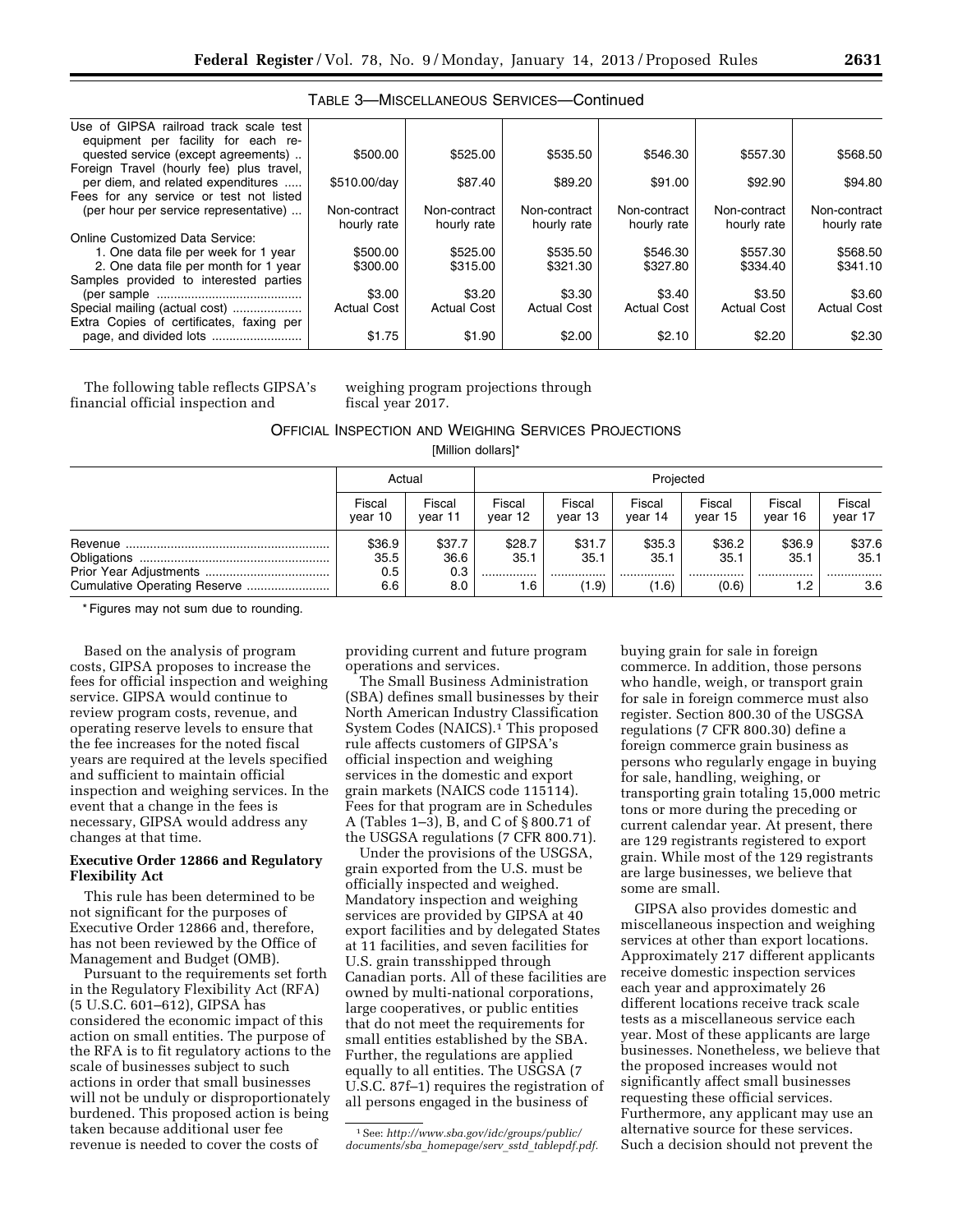TABLE 3—MISCELLANEOUS SERVICES—Continued

| | | | | | | |
|---|---|---|---|---|---|---|
| Use of GIPSA railroad track scale test equipment per facility for each requested service (except agreements) .. | $500.00 | $525.00 | $535.50 | $546.30 | $557.30 | $568.50 |
| Foreign Travel (hourly fee) plus travel, per diem, and related expenditures ..... | $510.00/day | $87.40 | $89.20 | $91.00 | $92.90 | $94.80 |
| Fees for any service or test not listed (per hour per service representative) ... | Non-contract hourly rate | Non-contract hourly rate | Non-contract hourly rate | Non-contract hourly rate | Non-contract hourly rate | Non-contract hourly rate |
| Online Customized Data Service: | | | | | | |
| 1. One data file per week for 1 year | $500.00 | $525.00 | $535.50 | $546.30 | $557.30 | $568.50 |
| 2. One data file per month for 1 year | $300.00 | $315.00 | $321.30 | $327.80 | $334.40 | $341.10 |
| Samples provided to interested parties (per sample ........................................... | $3.00 | $3.20 | $3.30 | $3.40 | $3.50 | $3.60 |
| Special mailing (actual cost) .................... | Actual Cost | Actual Cost | Actual Cost | Actual Cost | Actual Cost | Actual Cost |
| Extra Copies of certificates, faxing per page, and divided lots .......................... | $1.75 | $1.90 | $2.00 | $2.10 | $2.20 | $2.30 |

The following table reflects GIPSA's financial official inspection and weighing program projections through fiscal year 2017.

OFFICIAL INSPECTION AND WEIGHING SERVICES PROJECTIONS

[Million dollars]*

| | Actual | | Projected | | | | | |
|---|---|---|---|---|---|---|---|---|
| | Fiscal year 10 | Fiscal year 11 | Fiscal year 12 | Fiscal year 13 | Fiscal year 14 | Fiscal year 15 | Fiscal year 16 | Fiscal year 17 |
| Revenue .......................................................... | $36.9 | $37.7 | $28.7 | $31.7 | $35.3 | $36.2 | $36.9 | $37.6 |
| Obligations ...................................................... | 35.5 | 36.6 | 35.1 | 35.1 | 35.1 | 35.1 | 35.1 | 35.1 |
| Prior Year Adjustments .................................... | 0.5 | 0.3 | ................ | ................ | ................ | ................ | ................ | ................ |
| Cumulative Operating Reserve ........................ | 6.6 | 8.0 | 1.6 | (1.9) | (1.6) | (0.6) | 1.2 | 3.6 |

\* Figures may not sum due to rounding.

Based on the analysis of program costs, GIPSA proposes to increase the fees for official inspection and weighing service. GIPSA would continue to review program costs, revenue, and operating reserve levels to ensure that the fee increases for the noted fiscal years are required at the levels specified and sufficient to maintain official inspection and weighing services. In the event that a change in the fees is necessary, GIPSA would address any changes at that time.

**Executive Order 12866 and Regulatory Flexibility Act**

This rule has been determined to be not significant for the purposes of Executive Order 12866 and, therefore, has not been reviewed by the Office of Management and Budget (OMB).

Pursuant to the requirements set forth in the Regulatory Flexibility Act (RFA) (5 U.S.C. 601–612), GIPSA has considered the economic impact of this action on small entities. The purpose of the RFA is to fit regulatory actions to the scale of businesses subject to such actions in order that small businesses will not be unduly or disproportionately burdened. This proposed action is being taken because additional user fee revenue is needed to cover the costs of providing current and future program operations and services.

The Small Business Administration (SBA) defines small businesses by their North American Industry Classification System Codes (NAICS).[1] This proposed rule affects customers of GIPSA's official inspection and weighing services in the domestic and export grain markets (NAICS code 115114). Fees for that program are in Schedules A (Tables 1–3), B, and C of § 800.71 of the USGSA regulations (7 CFR 800.71).

Under the provisions of the USGSA, grain exported from the U.S. must be officially inspected and weighed. Mandatory inspection and weighing services are provided by GIPSA at 40 export facilities and by delegated States at 11 facilities, and seven facilities for U.S. grain transshipped through Canadian ports. All of these facilities are owned by multi-national corporations, large cooperatives, or public entities that do not meet the requirements for small entities established by the SBA. Further, the regulations are applied equally to all entities. The USGSA (7 U.S.C. 87f–1) requires the registration of all persons engaged in the business of buying grain for sale in foreign commerce. In addition, those persons who handle, weigh, or transport grain for sale in foreign commerce must also register. Section 800.30 of the USGSA regulations (7 CFR 800.30) define a foreign commerce grain business as persons who regularly engage in buying for sale, handling, weighing, or transporting grain totaling 15,000 metric tons or more during the preceding or current calendar year. At present, there are 129 registrants registered to export grain. While most of the 129 registrants are large businesses, we believe that some are small.

GIPSA also provides domestic and miscellaneous inspection and weighing services at other than export locations. Approximately 217 different applicants receive domestic inspection services each year and approximately 26 different locations receive track scale tests as a miscellaneous service each year. Most of these applicants are large businesses. Nonetheless, we believe that the proposed increases would not significantly affect small businesses requesting these official services. Furthermore, any applicant may use an alternative source for these services. Such a decision should not prevent the

[1] See: *http://www.sba.gov/idc/groups/public/documents/sba_homepage/serv_sstd_tablepdf.pdf.*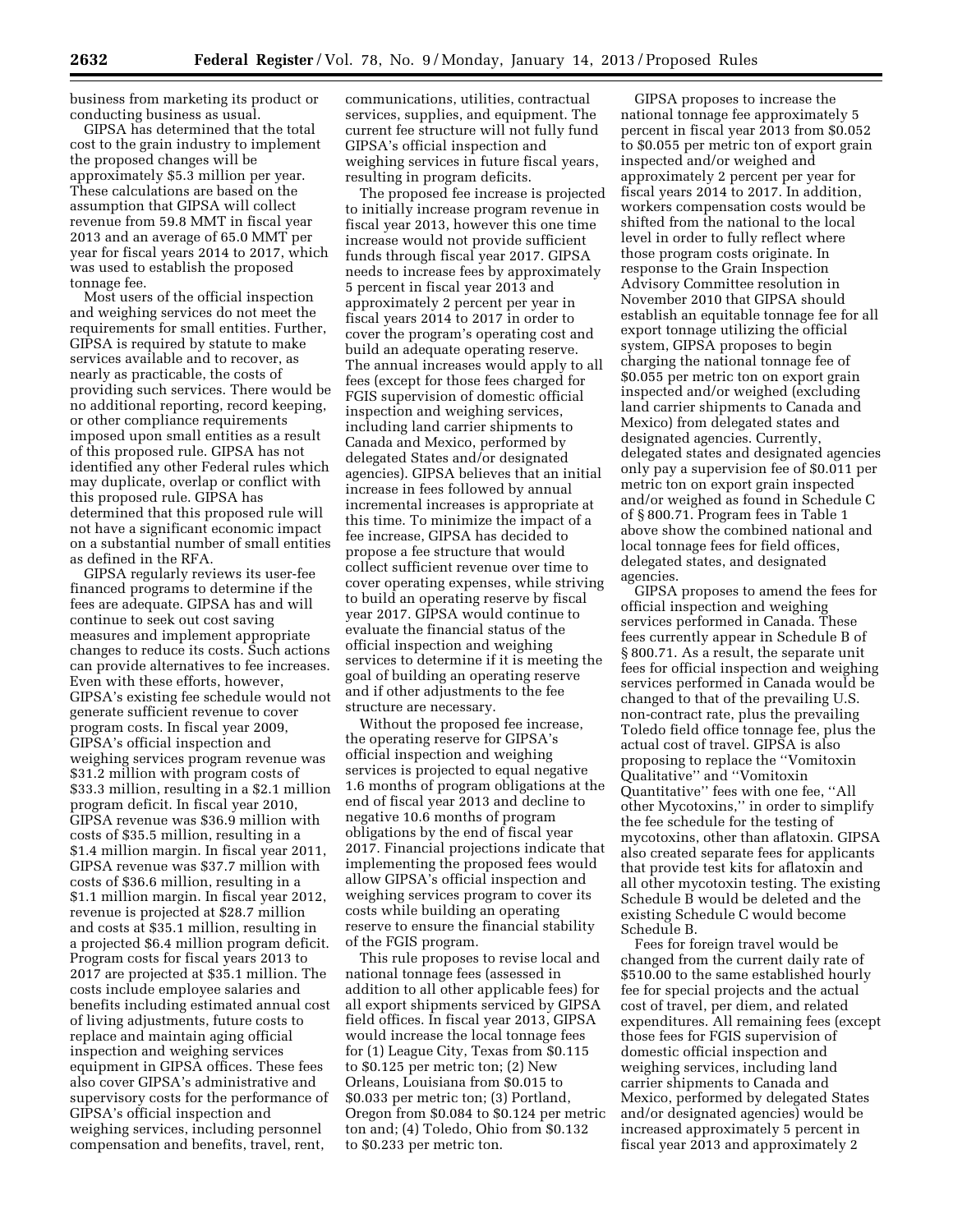business from marketing its product or conducting business as usual.

GIPSA has determined that the total cost to the grain industry to implement the proposed changes will be approximately $5.3 million per year. These calculations are based on the assumption that GIPSA will collect revenue from 59.8 MMT in fiscal year 2013 and an average of 65.0 MMT per year for fiscal years 2014 to 2017, which was used to establish the proposed tonnage fee.

Most users of the official inspection and weighing services do not meet the requirements for small entities. Further, GIPSA is required by statute to make services available and to recover, as nearly as practicable, the costs of providing such services. There would be no additional reporting, record keeping, or other compliance requirements imposed upon small entities as a result of this proposed rule. GIPSA has not identified any other Federal rules which may duplicate, overlap or conflict with this proposed rule. GIPSA has determined that this proposed rule will not have a significant economic impact on a substantial number of small entities as defined in the RFA.

GIPSA regularly reviews its user-fee financed programs to determine if the fees are adequate. GIPSA has and will continue to seek out cost saving measures and implement appropriate changes to reduce its costs. Such actions can provide alternatives to fee increases. Even with these efforts, however, GIPSA's existing fee schedule would not generate sufficient revenue to cover program costs. In fiscal year 2009, GIPSA's official inspection and weighing services program revenue was $31.2 million with program costs of $33.3 million, resulting in a $2.1 million program deficit. In fiscal year 2010, GIPSA revenue was $36.9 million with costs of $35.5 million, resulting in a $1.4 million margin. In fiscal year 2011, GIPSA revenue was $37.7 million with costs of $36.6 million, resulting in a $1.1 million margin. In fiscal year 2012, revenue is projected at $28.7 million and costs at $35.1 million, resulting in a projected $6.4 million program deficit. Program costs for fiscal years 2013 to 2017 are projected at $35.1 million. The costs include employee salaries and benefits including estimated annual cost of living adjustments, future costs to replace and maintain aging official inspection and weighing services equipment in GIPSA offices. These fees also cover GIPSA's administrative and supervisory costs for the performance of GIPSA's official inspection and weighing services, including personnel compensation and benefits, travel, rent, communications, utilities, contractual services, supplies, and equipment. The current fee structure will not fully fund GIPSA's official inspection and weighing services in future fiscal years, resulting in program deficits.

The proposed fee increase is projected to initially increase program revenue in fiscal year 2013, however this one time increase would not provide sufficient funds through fiscal year 2017. GIPSA needs to increase fees by approximately 5 percent in fiscal year 2013 and approximately 2 percent per year in fiscal years 2014 to 2017 in order to cover the program's operating cost and build an adequate operating reserve. The annual increases would apply to all fees (except for those fees charged for FGIS supervision of domestic official inspection and weighing services, including land carrier shipments to Canada and Mexico, performed by delegated States and/or designated agencies). GIPSA believes that an initial increase in fees followed by annual incremental increases is appropriate at this time. To minimize the impact of a fee increase, GIPSA has decided to propose a fee structure that would collect sufficient revenue over time to cover operating expenses, while striving to build an operating reserve by fiscal year 2017. GIPSA would continue to evaluate the financial status of the official inspection and weighing services to determine if it is meeting the goal of building an operating reserve and if other adjustments to the fee structure are necessary.

Without the proposed fee increase, the operating reserve for GIPSA's official inspection and weighing services is projected to equal negative 1.6 months of program obligations at the end of fiscal year 2013 and decline to negative 10.6 months of program obligations by the end of fiscal year 2017. Financial projections indicate that implementing the proposed fees would allow GIPSA's official inspection and weighing services program to cover its costs while building an operating reserve to ensure the financial stability of the FGIS program.

This rule proposes to revise local and national tonnage fees (assessed in addition to all other applicable fees) for all export shipments serviced by GIPSA field offices. In fiscal year 2013, GIPSA would increase the local tonnage fees for (1) League City, Texas from $0.115 to $0.125 per metric ton; (2) New Orleans, Louisiana from $0.015 to $0.033 per metric ton; (3) Portland, Oregon from $0.084 to $0.124 per metric ton and; (4) Toledo, Ohio from $0.132 to $0.233 per metric ton.

GIPSA proposes to increase the national tonnage fee approximately 5 percent in fiscal year 2013 from $0.052 to $0.055 per metric ton of export grain inspected and/or weighed and approximately 2 percent per year for fiscal years 2014 to 2017. In addition, workers compensation costs would be shifted from the national to the local level in order to fully reflect where those program costs originate. In response to the Grain Inspection Advisory Committee resolution in November 2010 that GIPSA should establish an equitable tonnage fee for all export tonnage utilizing the official system, GIPSA proposes to begin charging the national tonnage fee of $0.055 per metric ton on export grain inspected and/or weighed (excluding land carrier shipments to Canada and Mexico) from delegated states and designated agencies. Currently, delegated states and designated agencies only pay a supervision fee of $0.011 per metric ton on export grain inspected and/or weighed as found in Schedule C of § 800.71. Program fees in Table 1 above show the combined national and local tonnage fees for field offices, delegated states, and designated agencies.

GIPSA proposes to amend the fees for official inspection and weighing services performed in Canada. These fees currently appear in Schedule B of § 800.71. As a result, the separate unit fees for official inspection and weighing services performed in Canada would be changed to that of the prevailing U.S. non-contract rate, plus the prevailing Toledo field office tonnage fee, plus the actual cost of travel. GIPSA is also proposing to replace the "Vomitoxin Qualitative" and "Vomitoxin Quantitative" fees with one fee, "All other Mycotoxins," in order to simplify the fee schedule for the testing of mycotoxins, other than aflatoxin. GIPSA also created separate fees for applicants that provide test kits for aflatoxin and all other mycotoxin testing. The existing Schedule B would be deleted and the existing Schedule C would become Schedule B.

Fees for foreign travel would be changed from the current daily rate of $510.00 to the same established hourly fee for special projects and the actual cost of travel, per diem, and related expenditures. All remaining fees (except those fees for FGIS supervision of domestic official inspection and weighing services, including land carrier shipments to Canada and Mexico, performed by delegated States and/or designated agencies) would be increased approximately 5 percent in fiscal year 2013 and approximately 2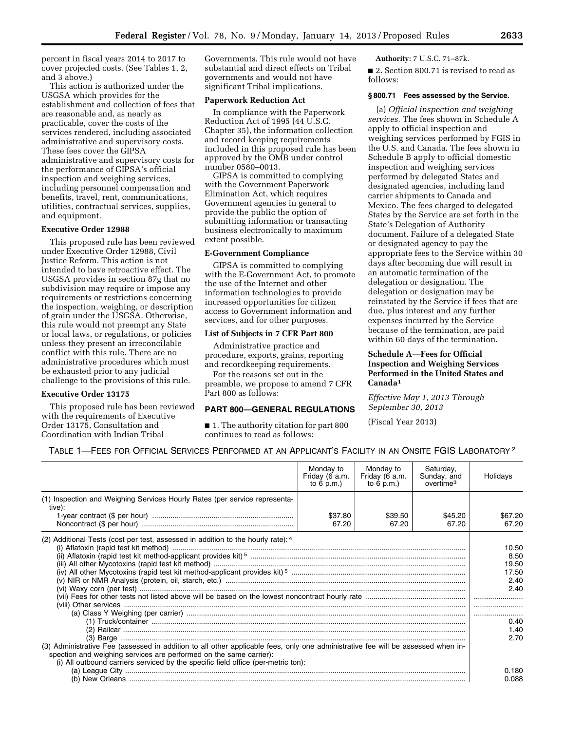percent in fiscal years 2014 to 2017 to cover projected costs. (See Tables 1, 2, and 3 above.)

This action is authorized under the USGSA which provides for the establishment and collection of fees that are reasonable and, as nearly as practicable, cover the costs of the services rendered, including associated administrative and supervisory costs. These fees cover the GIPSA administrative and supervisory costs for the performance of GIPSA's official inspection and weighing services, including personnel compensation and benefits, travel, rent, communications, utilities, contractual services, supplies, and equipment.

**Executive Order 12988**

This proposed rule has been reviewed under Executive Order 12988, Civil Justice Reform. This action is not intended to have retroactive effect. The USGSA provides in section 87g that no subdivision may require or impose any requirements or restrictions concerning the inspection, weighing, or description of grain under the USGSA. Otherwise, this rule would not preempt any State or local laws, or regulations, or policies unless they present an irreconcilable conflict with this rule. There are no administrative procedures which must be exhausted prior to any judicial challenge to the provisions of this rule.

**Executive Order 13175**

This proposed rule has been reviewed with the requirements of Executive Order 13175, Consultation and Coordination with Indian Tribal Governments. This rule would not have substantial and direct effects on Tribal governments and would not have significant Tribal implications.

**Paperwork Reduction Act**

In compliance with the Paperwork Reduction Act of 1995 (44 U.S.C. Chapter 35), the information collection and record keeping requirements included in this proposed rule has been approved by the OMB under control number 0580–0013.

GIPSA is committed to complying with the Government Paperwork Elimination Act, which requires Government agencies in general to provide the public the option of submitting information or transacting business electronically to maximum extent possible.

**E-Government Compliance**

GIPSA is committed to complying with the E-Government Act, to promote the use of the Internet and other information technologies to provide increased opportunities for citizen access to Government information and services, and for other purposes.

**List of Subjects in 7 CFR Part 800**

Administrative practice and procedure, exports, grains, reporting and recordkeeping requirements.

For the reasons set out in the preamble, we propose to amend 7 CFR Part 800 as follows:

## PART 800—GENERAL REGULATIONS

■ 1. The authority citation for part 800 continues to read as follows:

**Authority:** 7 U.S.C. 71–87k.

■ 2. Section 800.71 is revised to read as follows:

**§ 800.71 Fees assessed by the Service.**

(a) *Official inspection and weighing services.* The fees shown in Schedule A apply to official inspection and weighing services performed by FGIS in the U.S. and Canada. The fees shown in Schedule B apply to official domestic inspection and weighing services performed by delegated States and designated agencies, including land carrier shipments to Canada and Mexico. The fees charged to delegated States by the Service are set forth in the State's Delegation of Authority document. Failure of a delegated State or designated agency to pay the appropriate fees to the Service within 30 days after becoming due will result in an automatic termination of the delegation or designation. The delegation or designation may be reinstated by the Service if fees that are due, plus interest and any further expenses incurred by the Service because of the termination, are paid within 60 days of the termination.

**Schedule A—Fees for Official Inspection and Weighing Services Performed in the United States and Canada[1]**

*Effective May 1, 2013 Through September 30, 2013*

(Fiscal Year 2013)

TABLE 1—FEES FOR OFFICIAL SERVICES PERFORMED AT AN APPLICANT'S FACILITY IN AN ONSITE FGIS LABORATORY [2]

| | Monday to Friday (6 a.m. to 6 p.m.) | Monday to Friday (6 a.m. to 6 p.m.) | Saturday, Sunday, and overtime[3] | Holidays |
|---|---|---|---|---|
| (1) Inspection and Weighing Services Hourly Rates (per service representative): | | | | |
| 1-year contract ($ per hour) | $37.80 | $39.50 | $45.20 | $67.20 |
| Noncontract ($ per hour) | 67.20 | 67.20 | 67.20 | 67.20 |
| (2) Additional Tests (cost per test, assessed in addition to the hourly rate): [4] | | | | |
| (i) Aflatoxin (rapid test kit method) | | | | 10.50 |
| (ii) Aflatoxin (rapid test kit method-applicant provides kit) [5] | | | | 8.50 |
| (iii) All other Mycotoxins (rapid test kit method) | | | | 19.50 |
| (iv) All other Mycotoxins (rapid test kit method-applicant provides kit) [5] | | | | 17.50 |
| (v) NIR or NMR Analysis (protein, oil, starch, etc.) | | | | 2.40 |
| (vi) Waxy corn (per test) | | | | 2.40 |
| (vii) Fees for other tests not listed above will be based on the lowest noncontract hourly rate | | | | |
| (viii) Other services | | | | |
| (a) Class Y Weighing (per carrier) | | | | |
| (1) Truck/container | | | | 0.40 |
| (2) Railcar | | | | 1.40 |
| (3) Barge | | | | 2.70 |
| (3) Administrative Fee (assessed in addition to all other applicable fees, only one administrative fee will be assessed when inspection and weighing services are performed on the same carrier): | | | | |
| (i) All outbound carriers serviced by the specific field office (per-metric ton): | | | | |
| (a) League City | | | | 0.180 |
| (b) New Orleans | | | | 0.088 |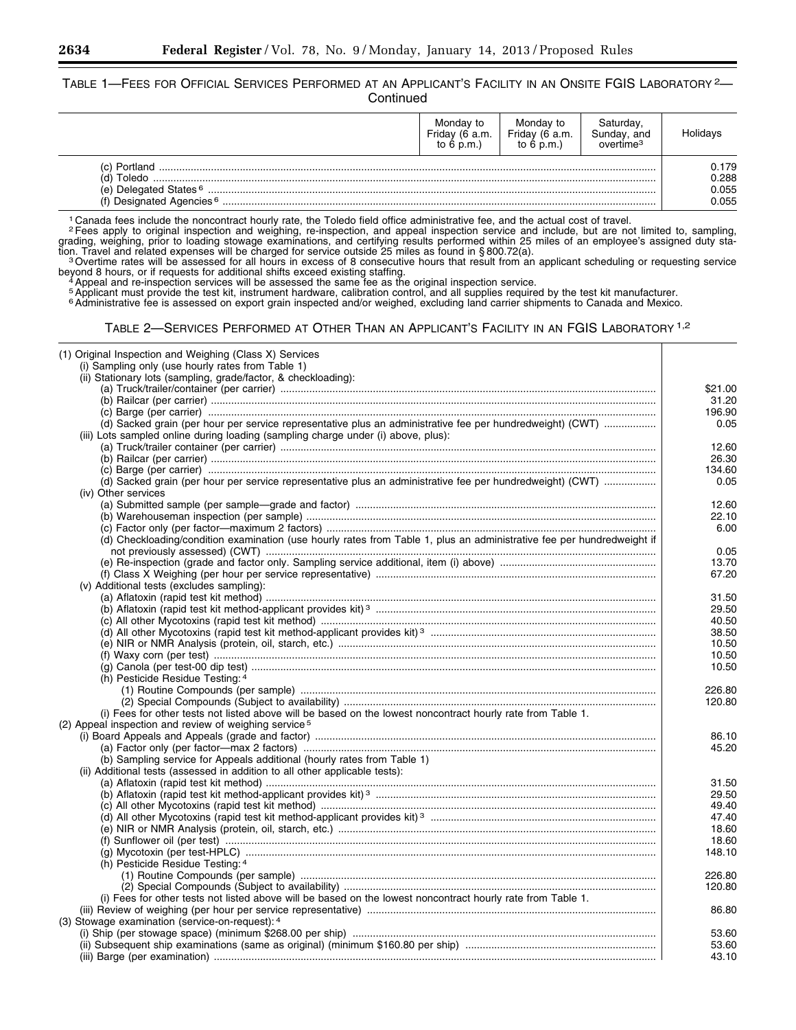TABLE 1—FEES FOR OFFICIAL SERVICES PERFORMED AT AN APPLICANT'S FACILITY IN AN ONSITE FGIS LABORATORY [2]—Continued

| | Monday to Friday (6 a.m. to 6 p.m.) | Monday to Friday (6 a.m. to 6 p.m.) | Saturday, Sunday, and overtime[3] | Holidays |
|---|---|---|---|---|
| (c) Portland | | | | 0.179 |
| (d) Toledo | | | | 0.288 |
| (e) Delegated States [6] | | | | 0.055 |
| (f) Designated Agencies [6] | | | | 0.055 |

[1] Canada fees include the noncontract hourly rate, the Toledo field office administrative fee, and the actual cost of travel.

[2] Fees apply to original inspection and weighing, re-inspection, and appeal inspection service and include, but are not limited to, sampling, grading, weighing, prior to loading stowage examinations, and certifying results performed within 25 miles of an employee's assigned duty station. Travel and related expenses will be charged for service outside 25 miles as found in § 800.72(a).

[3] Overtime rates will be assessed for all hours in excess of 8 consecutive hours that result from an applicant scheduling or requesting service beyond 8 hours, or if requests for additional shifts exceed existing staffing.

[4] Appeal and re-inspection services will be assessed the same fee as the original inspection service.

[5] Applicant must provide the test kit, instrument hardware, calibration control, and all supplies required by the test kit manufacturer.

[6] Administrative fee is assessed on export grain inspected and/or weighed, excluding land carrier shipments to Canada and Mexico.

TABLE 2—SERVICES PERFORMED AT OTHER THAN AN APPLICANT'S FACILITY IN AN FGIS LABORATORY [1,2]

| | |
|---|---|
| (1) Original Inspection and Weighing (Class X) Services | |
| (i) Sampling only (use hourly rates from Table 1) | |
| (ii) Stationary lots (sampling, grade/factor, & checkloading): | |
| (a) Truck/trailer/container (per carrier) | $21.00 |
| (b) Railcar (per carrier) | 31.20 |
| (c) Barge (per carrier) | 196.90 |
| (d) Sacked grain (per hour per service representative plus an administrative fee per hundredweight) (CWT) | 0.05 |
| (iii) Lots sampled online during loading (sampling charge under (i) above, plus): | |
| (a) Truck/trailer container (per carrier) | 12.60 |
| (b) Railcar (per carrier) | 26.30 |
| (c) Barge (per carrier) | 134.60 |
| (d) Sacked grain (per hour per service representative plus an administrative fee per hundredweight) (CWT) | 0.05 |
| (iv) Other services | |
| (a) Submitted sample (per sample—grade and factor) | 12.60 |
| (b) Warehouseman inspection (per sample) | 22.10 |
| (c) Factor only (per factor—maximum 2 factors) | 6.00 |
| (d) Checkloading/condition examination (use hourly rates from Table 1, plus an administrative fee per hundredweight if not previously assessed) (CWT) | 0.05 |
| (e) Re-inspection (grade and factor only. Sampling service additional, item (i) above) | 13.70 |
| (f) Class X Weighing (per hour per service representative) | 67.20 |
| (v) Additional tests (excludes sampling): | |
| (a) Aflatoxin (rapid test kit method) | 31.50 |
| (b) Aflatoxin (rapid test kit method-applicant provides kit) [3] | 29.50 |
| (c) All other Mycotoxins (rapid test kit method) | 40.50 |
| (d) All other Mycotoxins (rapid test kit method-applicant provides kit) [3] | 38.50 |
| (e) NIR or NMR Analysis (protein, oil, starch, etc.) | 10.50 |
| (f) Waxy corn (per test) | 10.50 |
| (g) Canola (per test-00 dip test) | 10.50 |
| (h) Pesticide Residue Testing: [4] | |
| (1) Routine Compounds (per sample) | 226.80 |
| (2) Special Compounds (Subject to availability) | 120.80 |
| (i) Fees for other tests not listed above will be based on the lowest noncontract hourly rate from Table 1. | |
| (2) Appeal inspection and review of weighing service [5] | |
| (i) Board Appeals and Appeals (grade and factor) | 86.10 |
| (a) Factor only (per factor—max 2 factors) | 45.20 |
| (b) Sampling service for Appeals additional (hourly rates from Table 1) | |
| (ii) Additional tests (assessed in addition to all other applicable tests): | |
| (a) Aflatoxin (rapid test kit method) | 31.50 |
| (b) Aflatoxin (rapid test kit method-applicant provides kit) [3] | 29.50 |
| (c) All other Mycotoxins (rapid test kit method) | 49.40 |
| (d) All other Mycotoxins (rapid test kit method-applicant provides kit) [3] | 47.40 |
| (e) NIR or NMR Analysis (protein, oil, starch, etc.) | 18.60 |
| (f) Sunflower oil (per test) | 18.60 |
| (g) Mycotoxin (per test-HPLC) | 148.10 |
| (h) Pesticide Residue Testing: [4] | |
| (1) Routine Compounds (per sample) | 226.80 |
| (2) Special Compounds (Subject to availability) | 120.80 |
| (i) Fees for other tests not listed above will be based on the lowest noncontract hourly rate from Table 1. | |
| (iii) Review of weighing (per hour per service representative) | 86.80 |
| (3) Stowage examination (service-on-request): [4] | |
| (i) Ship (per stowage space) (minimum $268.00 per ship) | 53.60 |
| (ii) Subsequent ship examinations (same as original) (minimum $160.80 per ship) | 53.60 |
| (iii) Barge (per examination) | 43.10 |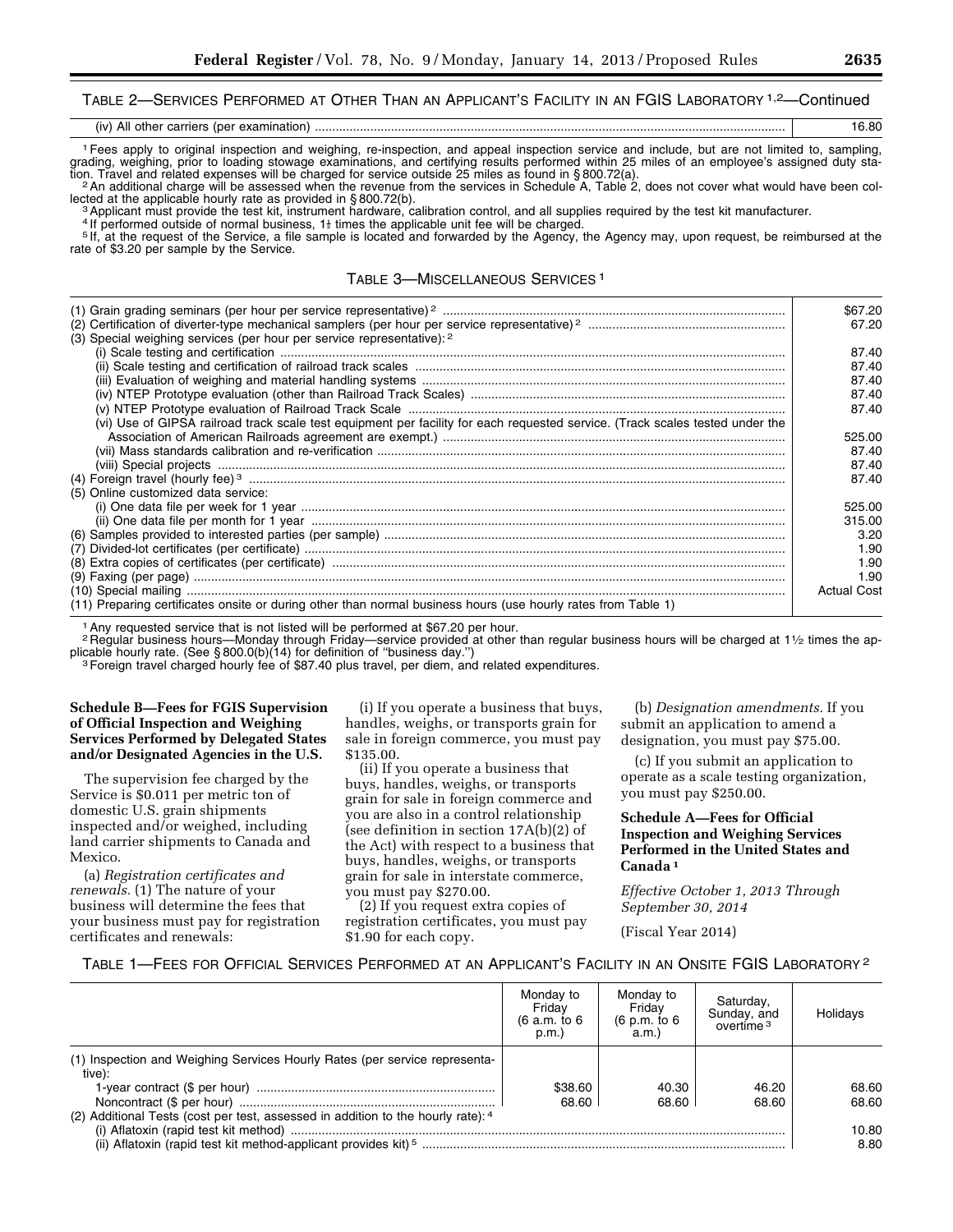TABLE 2—SERVICES PERFORMED AT OTHER THAN AN APPLICANT'S FACILITY IN AN FGIS LABORATORY [1,2]—Continued

| | |
|---|---|
| (iv) All other carriers (per examination) | 16.80 |

[1] Fees apply to original inspection and weighing, re-inspection, and appeal inspection service and include, but are not limited to, sampling, grading, weighing, prior to loading stowage examinations, and certifying results performed within 25 miles of an employee's assigned duty station. Travel and related expenses will be charged for service outside 25 miles as found in § 800.72(a).

[2] An additional charge will be assessed when the revenue from the services in Schedule A, Table 2, does not cover what would have been collected at the applicable hourly rate as provided in § 800.72(b).

[3] Applicant must provide the test kit, instrument hardware, calibration control, and all supplies required by the test kit manufacturer.

[4] If performed outside of normal business, 1½ times the applicable unit fee will be charged.

[5] If, at the request of the Service, a file sample is located and forwarded by the Agency, the Agency may, upon request, be reimbursed at the rate of $3.20 per sample by the Service.

TABLE 3—MISCELLANEOUS SERVICES [1]

| | |
|---|---|
| (1) Grain grading seminars (per hour per service representative) [2] | $67.20 |
| (2) Certification of diverter-type mechanical samplers (per hour per service representative) [2] | 67.20 |
| (3) Special weighing services (per hour per service representative): [2] | |
| (i) Scale testing and certification | 87.40 |
| (ii) Scale testing and certification of railroad track scales | 87.40 |
| (iii) Evaluation of weighing and material handling systems | 87.40 |
| (iv) NTEP Prototype evaluation (other than Railroad Track Scales) | 87.40 |
| (v) NTEP Prototype evaluation of Railroad Track Scale | 87.40 |
| (vi) Use of GIPSA railroad track scale test equipment per facility for each requested service. (Track scales tested under the Association of American Railroads agreement are exempt.) | 525.00 |
| (vii) Mass standards calibration and re-verification | 87.40 |
| (viii) Special projects | 87.40 |
| (4) Foreign travel (hourly fee) [3] | 87.40 |
| (5) Online customized data service: | |
| (i) One data file per week for 1 year | 525.00 |
| (ii) One data file per month for 1 year | 315.00 |
| (6) Samples provided to interested parties (per sample) | 3.20 |
| (7) Divided-lot certificates (per certificate) | 1.90 |
| (8) Extra copies of certificates (per certificate) | 1.90 |
| (9) Faxing (per page) | 1.90 |
| (10) Special mailing | Actual Cost |
| (11) Preparing certificates onsite or during other than normal business hours (use hourly rates from Table 1) | |

[1] Any requested service that is not listed will be performed at $67.20 per hour.

[2] Regular business hours—Monday through Friday—service provided at other than regular business hours will be charged at 1½ times the applicable hourly rate. (See § 800.0(b)(14) for definition of "business day.")

[3] Foreign travel charged hourly fee of $87.40 plus travel, per diem, and related expenditures.

**Schedule B—Fees for FGIS Supervision of Official Inspection and Weighing Services Performed by Delegated States and/or Designated Agencies in the U.S.**

The supervision fee charged by the Service is $0.011 per metric ton of domestic U.S. grain shipments inspected and/or weighed, including land carrier shipments to Canada and Mexico.

(a) *Registration certificates and renewals.* (1) The nature of your business will determine the fees that your business must pay for registration certificates and renewals:

(i) If you operate a business that buys, handles, weighs, or transports grain for sale in foreign commerce, you must pay $135.00.

(ii) If you operate a business that buys, handles, weighs, or transports grain for sale in foreign commerce and you are also in a control relationship (see definition in section 17A(b)(2) of the Act) with respect to a business that buys, handles, weighs, or transports grain for sale in interstate commerce, you must pay $270.00.

(2) If you request extra copies of registration certificates, you must pay $1.90 for each copy.

(b) *Designation amendments.* If you submit an application to amend a designation, you must pay $75.00.

(c) If you submit an application to operate as a scale testing organization, you must pay $250.00.

**Schedule A—Fees for Official Inspection and Weighing Services Performed in the United States and Canada [1]**

*Effective October 1, 2013 Through September 30, 2014*

(Fiscal Year 2014)

TABLE 1—FEES FOR OFFICIAL SERVICES PERFORMED AT AN APPLICANT'S FACILITY IN AN ONSITE FGIS LABORATORY [2]

| | Monday to Friday (6 a.m. to 6 p.m.) | Monday to Friday (6 p.m. to 6 a.m.) | Saturday, Sunday, and overtime [3] | Holidays |
|---|---|---|---|---|
| (1) Inspection and Weighing Services Hourly Rates (per service representative): | | | | |
| 1-year contract ($ per hour) | $38.60 | 40.30 | 46.20 | 68.60 |
| Noncontract ($ per hour) | 68.60 | 68.60 | 68.60 | 68.60 |
| (2) Additional Tests (cost per test, assessed in addition to the hourly rate): [4] | | | | |
| (i) Aflatoxin (rapid test kit method) | | | | 10.80 |
| (ii) Aflatoxin (rapid test kit method-applicant provides kit) [5] | | | | 8.80 |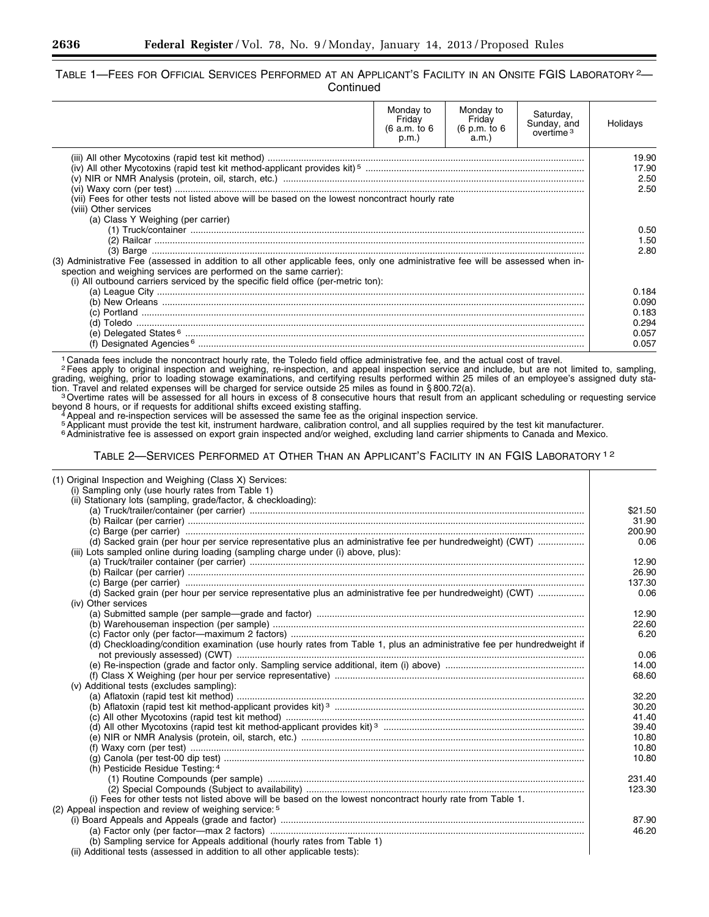TABLE 1—FEES FOR OFFICIAL SERVICES PERFORMED AT AN APPLICANT'S FACILITY IN AN ONSITE FGIS LABORATORY [2]—Continued

| | Monday to Friday (6 a.m. to 6 p.m.) | Monday to Friday (6 p.m. to 6 a.m.) | Saturday, Sunday, and overtime [3] | Holidays |
|---|---|---|---|---|
| (iii) All other Mycotoxins (rapid test kit method) | | | | 19.90 |
| (iv) All other Mycotoxins (rapid test kit method-applicant provides kit) [5] | | | | 17.90 |
| (v) NIR or NMR Analysis (protein, oil, starch, etc.) | | | | 2.50 |
| (vi) Waxy corn (per test) | | | | 2.50 |
| (vii) Fees for other tests not listed above will be based on the lowest noncontract hourly rate | | | | |
| (viii) Other services | | | | |
| (a) Class Y Weighing (per carrier) | | | | |
| (1) Truck/container | | | | 0.50 |
| (2) Railcar | | | | 1.50 |
| (3) Barge | | | | 2.80 |
| (3) Administrative Fee (assessed in addition to all other applicable fees, only one administrative fee will be assessed when inspection and weighing services are performed on the same carrier): | | | | |
| (i) All outbound carriers serviced by the specific field office (per-metric ton): | | | | |
| (a) League City | | | | 0.184 |
| (b) New Orleans | | | | 0.090 |
| (c) Portland | | | | 0.183 |
| (d) Toledo | | | | 0.294 |
| (e) Delegated States [6] | | | | 0.057 |
| (f) Designated Agencies [6] | | | | 0.057 |

[1] Canada fees include the noncontract hourly rate, the Toledo field office administrative fee, and the actual cost of travel.

[2] Fees apply to original inspection and weighing, re-inspection, and appeal inspection service and include, but are not limited to, sampling, grading, weighing, prior to loading stowage examinations, and certifying results performed within 25 miles of an employee's assigned duty station. Travel and related expenses will be charged for service outside 25 miles as found in § 800.72(a).

[3] Overtime rates will be assessed for all hours in excess of 8 consecutive hours that result from an applicant scheduling or requesting service beyond 8 hours, or if requests for additional shifts exceed existing staffing.

[4] Appeal and re-inspection services will be assessed the same fee as the original inspection service.

[5] Applicant must provide the test kit, instrument hardware, calibration control, and all supplies required by the test kit manufacturer.

[6] Administrative fee is assessed on export grain inspected and/or weighed, excluding land carrier shipments to Canada and Mexico.

TABLE 2—SERVICES PERFORMED AT OTHER THAN AN APPLICANT'S FACILITY IN AN FGIS LABORATORY [1] [2]

| | |
|---|---|
| (1) Original Inspection and Weighing (Class X) Services: | |
| (i) Sampling only (use hourly rates from Table 1) | |
| (ii) Stationary lots (sampling, grade/factor, & checkloading): | |
| (a) Truck/trailer/container (per carrier) | $21.50 |
| (b) Railcar (per carrier) | 31.90 |
| (c) Barge (per carrier) | 200.90 |
| (d) Sacked grain (per hour per service representative plus an administrative fee per hundredweight) (CWT) | 0.06 |
| (iii) Lots sampled online during loading (sampling charge under (i) above, plus): | |
| (a) Truck/trailer container (per carrier) | 12.90 |
| (b) Railcar (per carrier) | 26.90 |
| (c) Barge (per carrier) | 137.30 |
| (d) Sacked grain (per hour per service representative plus an administrative fee per hundredweight) (CWT) | 0.06 |
| (iv) Other services | |
| (a) Submitted sample (per sample—grade and factor) | 12.90 |
| (b) Warehouseman inspection (per sample) | 22.60 |
| (c) Factor only (per factor—maximum 2 factors) | 6.20 |
| (d) Checkloading/condition examination (use hourly rates from Table 1, plus an administrative fee per hundredweight if not previously assessed) (CWT) | 0.06 |
| (e) Re-inspection (grade and factor only. Sampling service additional, item (i) above) | 14.00 |
| (f) Class X Weighing (per hour per service representative) | 68.60 |
| (v) Additional tests (excludes sampling): | |
| (a) Aflatoxin (rapid test kit method) | 32.20 |
| (b) Aflatoxin (rapid test kit method-applicant provides kit) [3] | 30.20 |
| (c) All other Mycotoxins (rapid test kit method) | 41.40 |
| (d) All other Mycotoxins (rapid test kit method-applicant provides kit) [3] | 39.40 |
| (e) NIR or NMR Analysis (protein, oil, starch, etc.) | 10.80 |
| (f) Waxy corn (per test) | 10.80 |
| (g) Canola (per test-00 dip test) | 10.80 |
| (h) Pesticide Residue Testing: [4] | |
| (1) Routine Compounds (per sample) | 231.40 |
| (2) Special Compounds (Subject to availability) | 123.30 |
| (i) Fees for other tests not listed above will be based on the lowest noncontract hourly rate from Table 1. | |
| (2) Appeal inspection and review of weighing service: [5] | |
| (i) Board Appeals and Appeals (grade and factor) | 87.90 |
| (a) Factor only (per factor—max 2 factors) | 46.20 |
| (b) Sampling service for Appeals additional (hourly rates from Table 1) | |
| (ii) Additional tests (assessed in addition to all other applicable tests): | |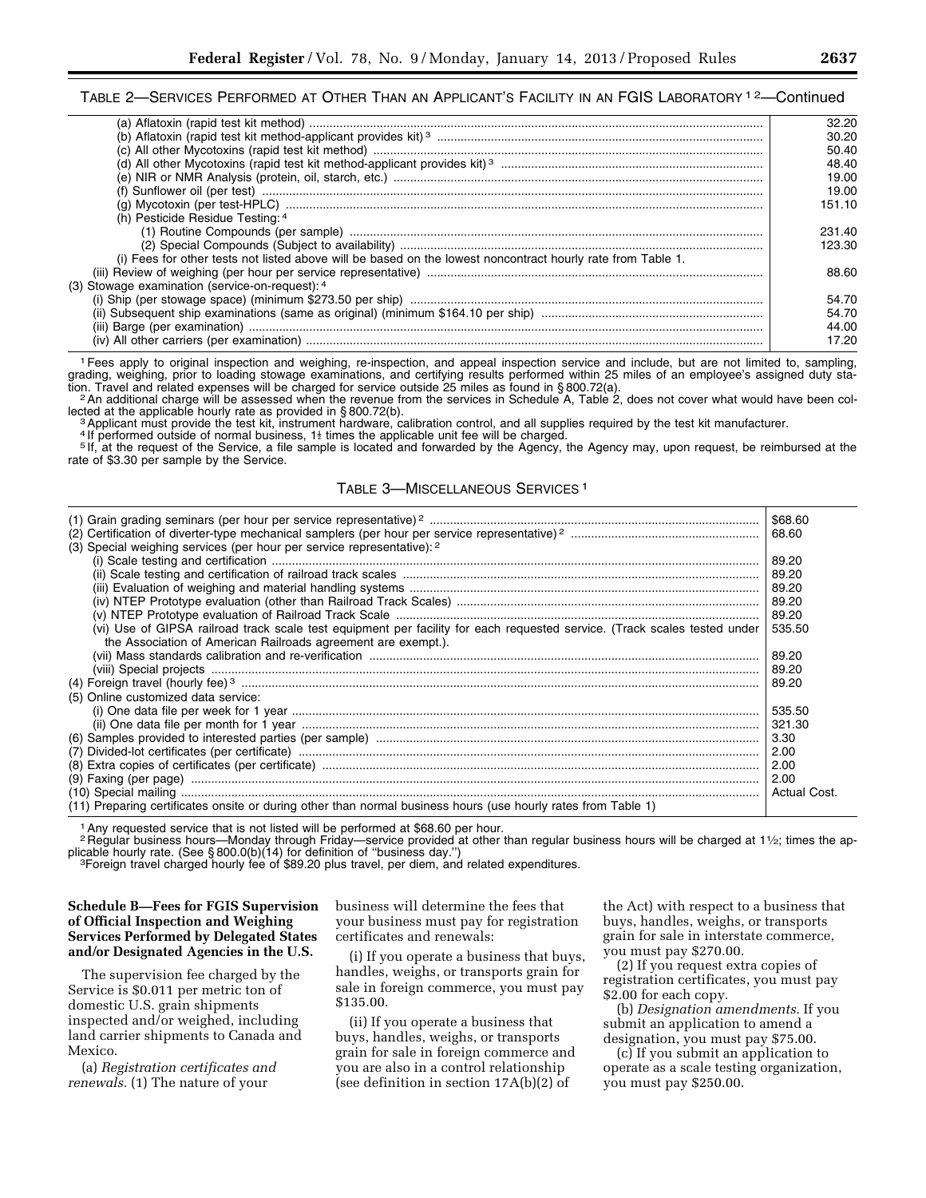TABLE 2—SERVICES PERFORMED AT OTHER THAN AN APPLICANT'S FACILITY IN AN FGIS LABORATORY [1] [2]—Continued

| Service | Fee |
|---|---|
| (a) Aflatoxin (rapid test kit method) | 32.20 |
| (b) Aflatoxin (rapid test kit method-applicant provides kit) [3] | 30.20 |
| (c) All other Mycotoxins (rapid test kit method) | 50.40 |
| (d) All other Mycotoxins (rapid test kit method-applicant provides kit) [3] | 48.40 |
| (e) NIR or NMR Analysis (protein, oil, starch, etc.) | 19.00 |
| (f) Sunflower oil (per test) | 19.00 |
| (g) Mycotoxin (per test-HPLC) | 151.10 |
| (h) Pesticide Residue Testing: [4] | |
| (1) Routine Compounds (per sample) | 231.40 |
| (2) Special Compounds (Subject to availability) | 123.30 |
| (i) Fees for other tests not listed above will be based on the lowest noncontract hourly rate from Table 1. | |
| (iii) Review of weighing (per hour per service representative) | 88.60 |
| (3) Stowage examination (service-on-request): [4] | |
| (i) Ship (per stowage space) (minimum $273.50 per ship) | 54.70 |
| (ii) Subsequent ship examinations (same as original) (minimum $164.10 per ship) | 54.70 |
| (iii) Barge (per examination) | 44.00 |
| (iv) All other carriers (per examination) | 17.20 |

[1] Fees apply to original inspection and weighing, re-inspection, and appeal inspection service and include, but are not limited to, sampling, grading, weighing, prior to loading stowage examinations, and certifying results performed within 25 miles of an employee's assigned duty station. Travel and related expenses will be charged for service outside 25 miles as found in § 800.72(a).

[2] An additional charge will be assessed when the revenue from the services in Schedule A, Table 2, does not cover what would have been collected at the applicable hourly rate as provided in § 800.72(b).

[3] Applicant must provide the test kit, instrument hardware, calibration control, and all supplies required by the test kit manufacturer.

[4] If performed outside of normal business, 1½ times the applicable unit fee will be charged.

[5] If, at the request of the Service, a file sample is located and forwarded by the Agency, the Agency may, upon request, be reimbursed at the rate of $3.30 per sample by the Service.

TABLE 3—MISCELLANEOUS SERVICES [1]

| Service | Fee |
|---|---|
| (1) Grain grading seminars (per hour per service representative) [2] | $68.60 |
| (2) Certification of diverter-type mechanical samplers (per hour per service representative) [2] | 68.60 |
| (3) Special weighing services (per hour per service representative): [2] | |
| (i) Scale testing and certification | 89.20 |
| (ii) Scale testing and certification of railroad track scales | 89.20 |
| (iii) Evaluation of weighing and material handling systems | 89.20 |
| (iv) NTEP Prototype evaluation (other than Railroad Track Scales) | 89.20 |
| (v) NTEP Prototype evaluation of Railroad Track Scale | 89.20 |
| (vi) Use of GIPSA railroad track scale test equipment per facility for each requested service. (Track scales tested under the Association of American Railroads agreement are exempt.). | 535.50 |
| (vii) Mass standards calibration and re-verification | 89.20 |
| (viii) Special projects | 89.20 |
| (4) Foreign travel (hourly fee) [3] | 89.20 |
| (5) Online customized data service: | |
| (i) One data file per week for 1 year | 535.50 |
| (ii) One data file per month for 1 year | 321.30 |
| (6) Samples provided to interested parties (per sample) | 3.30 |
| (7) Divided-lot certificates (per certificate) | 2.00 |
| (8) Extra copies of certificates (per certificate) | 2.00 |
| (9) Faxing (per page) | 2.00 |
| (10) Special mailing | Actual Cost. |
| (11) Preparing certificates onsite or during other than normal business hours (use hourly rates from Table 1) | |

[1] Any requested service that is not listed will be performed at $68.60 per hour.

[2] Regular business hours—Monday through Friday—service provided at other than regular business hours will be charged at 1½; times the applicable hourly rate. (See § 800.0(b)(14) for definition of "business day.")

[3] Foreign travel charged hourly fee of $89.20 plus travel, per diem, and related expenditures.

**Schedule B—Fees for FGIS Supervision of Official Inspection and Weighing Services Performed by Delegated States and/or Designated Agencies in the U.S.**

The supervision fee charged by the Service is $0.011 per metric ton of domestic U.S. grain shipments inspected and/or weighed, including land carrier shipments to Canada and Mexico.

(a) *Registration certificates and renewals.* (1) The nature of your business will determine the fees that your business must pay for registration certificates and renewals:

(i) If you operate a business that buys, handles, weighs, or transports grain for sale in foreign commerce, you must pay $135.00.

(ii) If you operate a business that buys, handles, weighs, or transports grain for sale in foreign commerce and you are also in a control relationship (see definition in section 17A(b)(2) of the Act) with respect to a business that buys, handles, weighs, or transports grain for sale in interstate commerce, you must pay $270.00.

(2) If you request extra copies of registration certificates, you must pay $2.00 for each copy.

(b) *Designation amendments.* If you submit an application to amend a designation, you must pay $75.00.

(c) If you submit an application to operate as a scale testing organization, you must pay $250.00.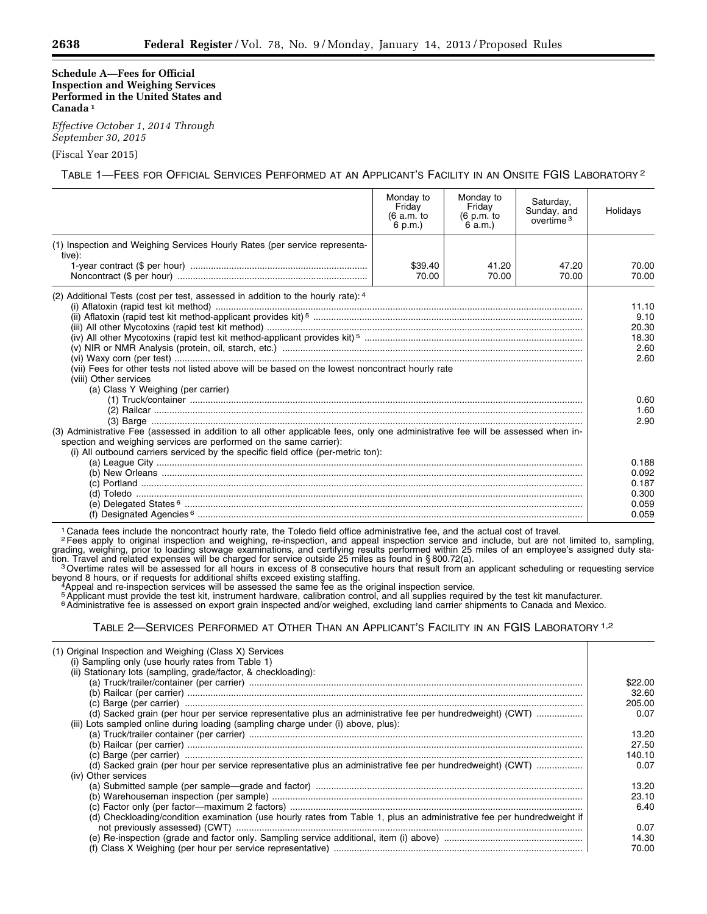**Schedule A—Fees for Official Inspection and Weighing Services Performed in the United States and Canada** [1]

*Effective October 1, 2014 Through September 30, 2015*

(Fiscal Year 2015)

TABLE 1—FEES FOR OFFICIAL SERVICES PERFORMED AT AN APPLICANT'S FACILITY IN AN ONSITE FGIS LABORATORY [2]

| | Monday to Friday (6 a.m. to 6 p.m.) | Monday to Friday (6 p.m. to 6 a.m.) | Saturday, Sunday, and overtime [3] | Holidays |
|---|---|---|---|---|
| (1) Inspection and Weighing Services Hourly Rates (per service representative): | | | | |
| 1-year contract ($ per hour) | $39.40 | 41.20 | 47.20 | 70.00 |
| Noncontract ($ per hour) | 70.00 | 70.00 | 70.00 | 70.00 |
| (2) Additional Tests (cost per test, assessed in addition to the hourly rate): [4] | | | | |
| (i) Aflatoxin (rapid test kit method) | | | | 11.10 |
| (ii) Aflatoxin (rapid test kit method-applicant provides kit) [5] | | | | 9.10 |
| (iii) All other Mycotoxins (rapid test kit method) | | | | 20.30 |
| (iv) All other Mycotoxins (rapid test kit method-applicant provides kit) [5] | | | | 18.30 |
| (v) NIR or NMR Analysis (protein, oil, starch, etc.) | | | | 2.60 |
| (vi) Waxy corn (per test) | | | | 2.60 |
| (vii) Fees for other tests not listed above will be based on the lowest noncontract hourly rate | | | | |
| (viii) Other services | | | | |
| (a) Class Y Weighing (per carrier) | | | | |
| (1) Truck/container | | | | 0.60 |
| (2) Railcar | | | | 1.60 |
| (3) Barge | | | | 2.90 |
| (3) Administrative Fee (assessed in addition to all other applicable fees, only one administrative fee will be assessed when inspection and weighing services are performed on the same carrier): | | | | |
| (i) All outbound carriers serviced by the specific field office (per-metric ton): | | | | |
| (a) League City | | | | 0.188 |
| (b) New Orleans | | | | 0.092 |
| (c) Portland | | | | 0.187 |
| (d) Toledo | | | | 0.300 |
| (e) Delegated States [6] | | | | 0.059 |
| (f) Designated Agencies [6] | | | | 0.059 |

[1] Canada fees include the noncontract hourly rate, the Toledo field office administrative fee, and the actual cost of travel.

[2] Fees apply to original inspection and weighing, re-inspection, and appeal inspection service and include, but are not limited to, sampling, grading, weighing, prior to loading stowage examinations, and certifying results performed within 25 miles of an employee's assigned duty station. Travel and related expenses will be charged for service outside 25 miles as found in § 800.72(a).

[3] Overtime rates will be assessed for all hours in excess of 8 consecutive hours that result from an applicant scheduling or requesting service beyond 8 hours, or if requests for additional shifts exceed existing staffing.

[4] Appeal and re-inspection services will be assessed the same fee as the original inspection service.

[5] Applicant must provide the test kit, instrument hardware, calibration control, and all supplies required by the test kit manufacturer.

[6] Administrative fee is assessed on export grain inspected and/or weighed, excluding land carrier shipments to Canada and Mexico.

TABLE 2—SERVICES PERFORMED AT OTHER THAN AN APPLICANT'S FACILITY IN AN FGIS LABORATORY [1,2]

| | |
|---|---|
| (1) Original Inspection and Weighing (Class X) Services | |
| (i) Sampling only (use hourly rates from Table 1) | |
| (ii) Stationary lots (sampling, grade/factor, & checkloading): | |
| (a) Truck/trailer/container (per carrier) | $22.00 |
| (b) Railcar (per carrier) | 32.60 |
| (c) Barge (per carrier) | 205.00 |
| (d) Sacked grain (per hour per service representative plus an administrative fee per hundredweight) (CWT) | 0.07 |
| (iii) Lots sampled online during loading (sampling charge under (i) above, plus): | |
| (a) Truck/trailer container (per carrier) | 13.20 |
| (b) Railcar (per carrier) | 27.50 |
| (c) Barge (per carrier) | 140.10 |
| (d) Sacked grain (per hour per service representative plus an administrative fee per hundredweight) (CWT) | 0.07 |
| (iv) Other services | |
| (a) Submitted sample (per sample—grade and factor) | 13.20 |
| (b) Warehouseman inspection (per sample) | 23.10 |
| (c) Factor only (per factor—maximum 2 factors) | 6.40 |
| (d) Checkloading/condition examination (use hourly rates from Table 1, plus an administrative fee per hundredweight if not previously assessed) (CWT) | 0.07 |
| (e) Re-inspection (grade and factor only. Sampling service additional, item (i) above) | 14.30 |
| (f) Class X Weighing (per hour per service representative) | 70.00 |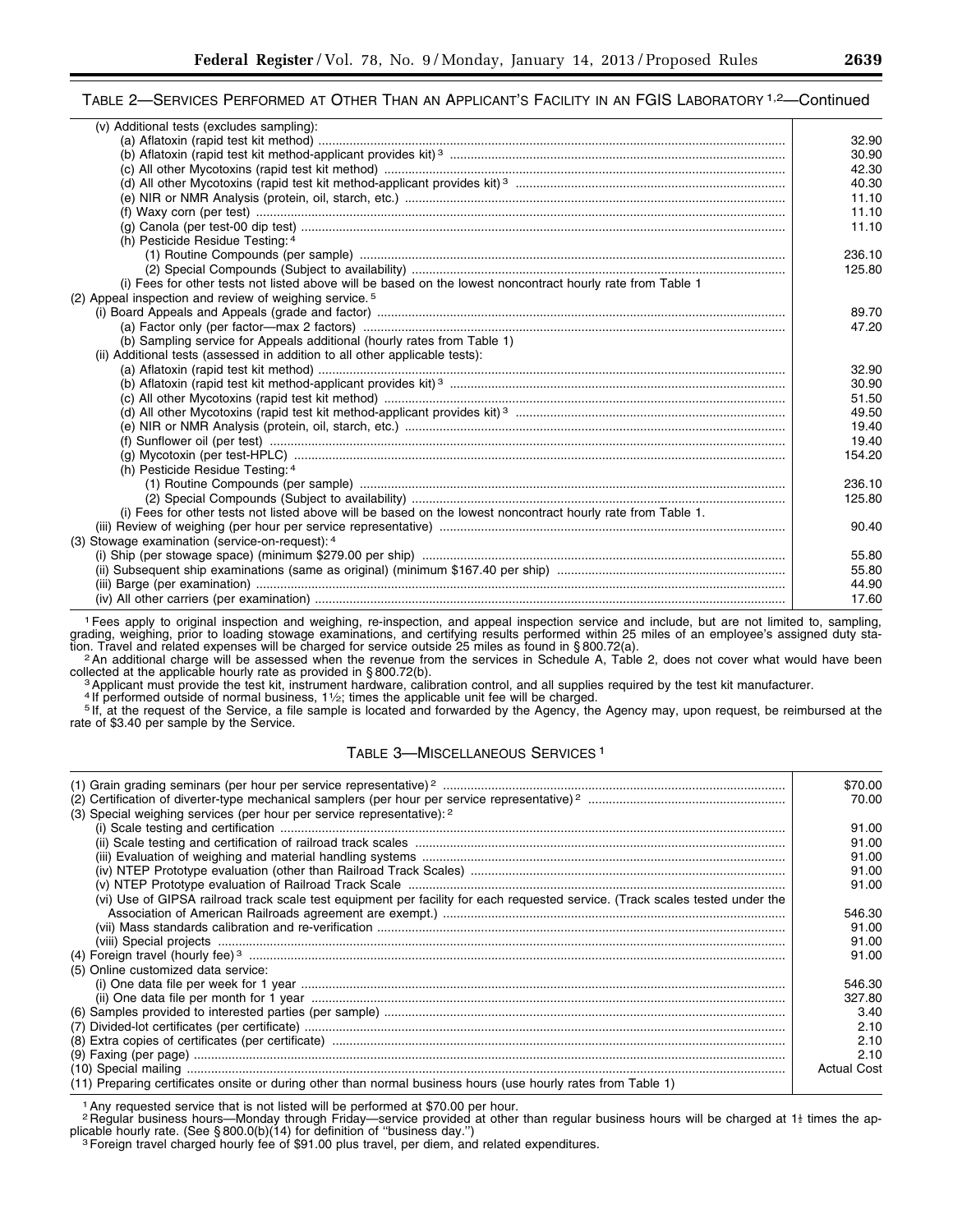TABLE 2—SERVICES PERFORMED AT OTHER THAN AN APPLICANT'S FACILITY IN AN FGIS LABORATORY [1,2]—Continued

| | |
|---|---|
| (v) Additional tests (excludes sampling): | |
| (a) Aflatoxin (rapid test kit method) | 32.90 |
| (b) Aflatoxin (rapid test kit method-applicant provides kit) [3] | 30.90 |
| (c) All other Mycotoxins (rapid test kit method) | 42.30 |
| (d) All other Mycotoxins (rapid test kit method-applicant provides kit) [3] | 40.30 |
| (e) NIR or NMR Analysis (protein, oil, starch, etc.) | 11.10 |
| (f) Waxy corn (per test) | 11.10 |
| (g) Canola (per test-00 dip test) | 11.10 |
| (h) Pesticide Residue Testing: [4] | |
| (1) Routine Compounds (per sample) | 236.10 |
| (2) Special Compounds (Subject to availability) | 125.80 |
| (i) Fees for other tests not listed above will be based on the lowest noncontract hourly rate from Table 1 | |
| (2) Appeal inspection and review of weighing service. [5] | |
| (i) Board Appeals and Appeals (grade and factor) | 89.70 |
| (a) Factor only (per factor—max 2 factors) | 47.20 |
| (b) Sampling service for Appeals additional (hourly rates from Table 1) | |
| (ii) Additional tests (assessed in addition to all other applicable tests): | |
| (a) Aflatoxin (rapid test kit method) | 32.90 |
| (b) Aflatoxin (rapid test kit method-applicant provides kit) [3] | 30.90 |
| (c) All other Mycotoxins (rapid test kit method) | 51.50 |
| (d) All other Mycotoxins (rapid test kit method-applicant provides kit) [3] | 49.50 |
| (e) NIR or NMR Analysis (protein, oil, starch, etc.) | 19.40 |
| (f) Sunflower oil (per test) | 19.40 |
| (g) Mycotoxin (per test-HPLC) | 154.20 |
| (h) Pesticide Residue Testing: [4] | |
| (1) Routine Compounds (per sample) | 236.10 |
| (2) Special Compounds (Subject to availability) | 125.80 |
| (i) Fees for other tests not listed above will be based on the lowest noncontract hourly rate from Table 1. | |
| (iii) Review of weighing (per hour per service representative) | 90.40 |
| (3) Stowage examination (service-on-request): [4] | |
| (i) Ship (per stowage space) (minimum $279.00 per ship) | 55.80 |
| (ii) Subsequent ship examinations (same as original) (minimum $167.40 per ship) | 55.80 |
| (iii) Barge (per examination) | 44.90 |
| (iv) All other carriers (per examination) | 17.60 |

[1] Fees apply to original inspection and weighing, re-inspection, and appeal inspection service and include, but are not limited to, sampling, grading, weighing, prior to loading stowage examinations, and certifying results performed within 25 miles of an employee's assigned duty station. Travel and related expenses will be charged for service outside 25 miles as found in § 800.72(a).

[2] An additional charge will be assessed when the revenue from the services in Schedule A, Table 2, does not cover what would have been collected at the applicable hourly rate as provided in § 800.72(b).

[3] Applicant must provide the test kit, instrument hardware, calibration control, and all supplies required by the test kit manufacturer.

[4] If performed outside of normal business, 1½; times the applicable unit fee will be charged.

[5] If, at the request of the Service, a file sample is located and forwarded by the Agency, the Agency may, upon request, be reimbursed at the rate of $3.40 per sample by the Service.

TABLE 3—MISCELLANEOUS SERVICES [1]

| | |
|---|---|
| (1) Grain grading seminars (per hour per service representative) [2] | $70.00 |
| (2) Certification of diverter-type mechanical samplers (per hour per service representative) [2] | 70.00 |
| (3) Special weighing services (per hour per service representative): [2] | |
| (i) Scale testing and certification | 91.00 |
| (ii) Scale testing and certification of railroad track scales | 91.00 |
| (iii) Evaluation of weighing and material handling systems | 91.00 |
| (iv) NTEP Prototype evaluation (other than Railroad Track Scales) | 91.00 |
| (v) NTEP Prototype evaluation of Railroad Track Scale | 91.00 |
| (vi) Use of GIPSA railroad track scale test equipment per facility for each requested service. (Track scales tested under the Association of American Railroads agreement are exempt.) | 546.30 |
| (vii) Mass standards calibration and re-verification | 91.00 |
| (viii) Special projects | 91.00 |
| (4) Foreign travel (hourly fee) [3] | 91.00 |
| (5) Online customized data service: | |
| (i) One data file per week for 1 year | 546.30 |
| (ii) One data file per month for 1 year | 327.80 |
| (6) Samples provided to interested parties (per sample) | 3.40 |
| (7) Divided-lot certificates (per certificate) | 2.10 |
| (8) Extra copies of certificates (per certificate) | 2.10 |
| (9) Faxing (per page) | 2.10 |
| (10) Special mailing | Actual Cost |
| (11) Preparing certificates onsite or during other than normal business hours (use hourly rates from Table 1) | |

[1] Any requested service that is not listed will be performed at $70.00 per hour.

[2] Regular business hours—Monday through Friday—service provided at other than regular business hours will be charged at 1½ times the applicable hourly rate. (See § 800.0(b)(14) for definition of "business day.")

[3] Foreign travel charged hourly fee of $91.00 plus travel, per diem, and related expenditures.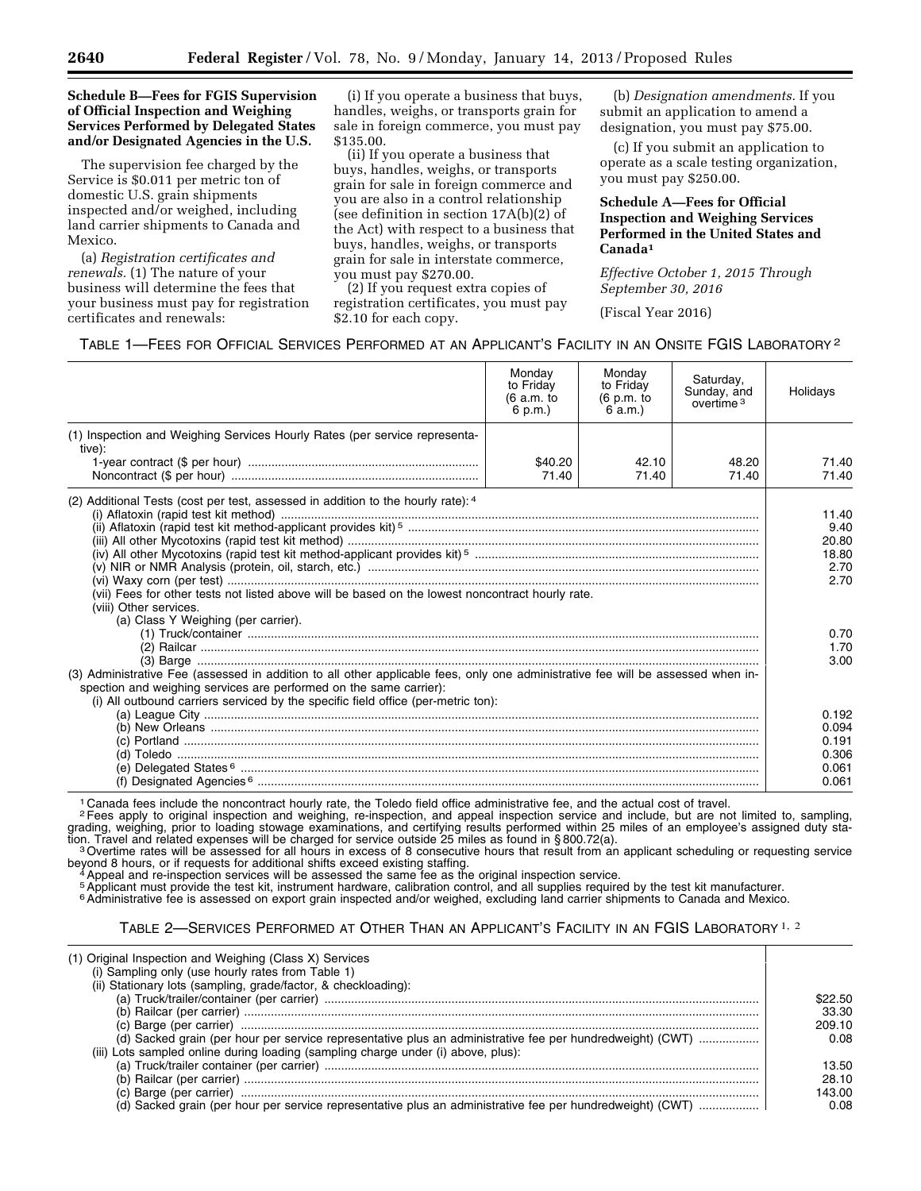**Schedule B—Fees for FGIS Supervision of Official Inspection and Weighing Services Performed by Delegated States and/or Designated Agencies in the U.S.**

The supervision fee charged by the Service is $0.011 per metric ton of domestic U.S. grain shipments inspected and/or weighed, including land carrier shipments to Canada and Mexico.

(a) *Registration certificates and renewals.* (1) The nature of your business will determine the fees that your business must pay for registration certificates and renewals:

(i) If you operate a business that buys, handles, weighs, or transports grain for sale in foreign commerce, you must pay $135.00.

(ii) If you operate a business that buys, handles, weighs, or transports grain for sale in foreign commerce and you are also in a control relationship (see definition in section 17A(b)(2) of the Act) with respect to a business that buys, handles, weighs, or transports grain for sale in interstate commerce, you must pay $270.00.

(2) If you request extra copies of registration certificates, you must pay $2.10 for each copy.

(b) *Designation amendments.* If you submit an application to amend a designation, you must pay $75.00.

(c) If you submit an application to operate as a scale testing organization, you must pay $250.00.

**Schedule A—Fees for Official Inspection and Weighing Services Performed in the United States and Canada[1]**

*Effective October 1, 2015 Through September 30, 2016*

(Fiscal Year 2016)

TABLE 1—FEES FOR OFFICIAL SERVICES PERFORMED AT AN APPLICANT'S FACILITY IN AN ONSITE FGIS LABORATORY[2]

| | Monday to Friday (6 a.m. to 6 p.m.) | Monday to Friday (6 p.m. to 6 a.m.) | Saturday, Sunday, and overtime[3] | Holidays |
|---|---|---|---|---|
| (1) Inspection and Weighing Services Hourly Rates (per service representative): | | | | |
| 1-year contract ($ per hour) | $40.20 | 42.10 | 48.20 | 71.40 |
| Noncontract ($ per hour) | 71.40 | 71.40 | 71.40 | 71.40 |
| (2) Additional Tests (cost per test, assessed in addition to the hourly rate):[4] | | | | |
| (i) Aflatoxin (rapid test kit method) | | | | 11.40 |
| (ii) Aflatoxin (rapid test kit method-applicant provides kit)[5] | | | | 9.40 |
| (iii) All other Mycotoxins (rapid test kit method) | | | | 20.80 |
| (iv) All other Mycotoxins (rapid test kit method-applicant provides kit)[5] | | | | 18.80 |
| (v) NIR or NMR Analysis (protein, oil, starch, etc.) | | | | 2.70 |
| (vi) Waxy corn (per test) | | | | 2.70 |
| (vii) Fees for other tests not listed above will be based on the lowest noncontract hourly rate. | | | | |
| (viii) Other services. | | | | |
| (a) Class Y Weighing (per carrier). | | | | |
| (1) Truck/container | | | | 0.70 |
| (2) Railcar | | | | 1.70 |
| (3) Barge | | | | 3.00 |
| (3) Administrative Fee (assessed in addition to all other applicable fees, only one administrative fee will be assessed when inspection and weighing services are performed on the same carrier): | | | | |
| (i) All outbound carriers serviced by the specific field office (per-metric ton): | | | | |
| (a) League City | | | | 0.192 |
| (b) New Orleans | | | | 0.094 |
| (c) Portland | | | | 0.191 |
| (d) Toledo | | | | 0.306 |
| (e) Delegated States[6] | | | | 0.061 |
| (f) Designated Agencies[6] | | | | 0.061 |

[1] Canada fees include the noncontract hourly rate, the Toledo field office administrative fee, and the actual cost of travel.

[2] Fees apply to original inspection and weighing, re-inspection, and appeal inspection service and include, but are not limited to, sampling, grading, weighing, prior to loading stowage examinations, and certifying results performed within 25 miles of an employee's assigned duty station. Travel and related expenses will be charged for service outside 25 miles as found in § 800.72(a).

[3] Overtime rates will be assessed for all hours in excess of 8 consecutive hours that result from an applicant scheduling or requesting service beyond 8 hours, or if requests for additional shifts exceed existing staffing.

[4] Appeal and re-inspection services will be assessed the same fee as the original inspection service.

[5] Applicant must provide the test kit, instrument hardware, calibration control, and all supplies required by the test kit manufacturer.

[6] Administrative fee is assessed on export grain inspected and/or weighed, excluding land carrier shipments to Canada and Mexico.

TABLE 2—SERVICES PERFORMED AT OTHER THAN AN APPLICANT'S FACILITY IN AN FGIS LABORATORY[1, 2]

| | |
|---|---|
| (1) Original Inspection and Weighing (Class X) Services | |
| (i) Sampling only (use hourly rates from Table 1) | |
| (ii) Stationary lots (sampling, grade/factor, & checkloading): | |
| (a) Truck/trailer/container (per carrier) | $22.50 |
| (b) Railcar (per carrier) | 33.30 |
| (c) Barge (per carrier) | 209.10 |
| (d) Sacked grain (per hour per service representative plus an administrative fee per hundredweight) (CWT) | 0.08 |
| (iii) Lots sampled online during loading (sampling charge under (i) above, plus): | |
| (a) Truck/trailer container (per carrier) | 13.50 |
| (b) Railcar (per carrier) | 28.10 |
| (c) Barge (per carrier) | 143.00 |
| (d) Sacked grain (per hour per service representative plus an administrative fee per hundredweight) (CWT) | 0.08 |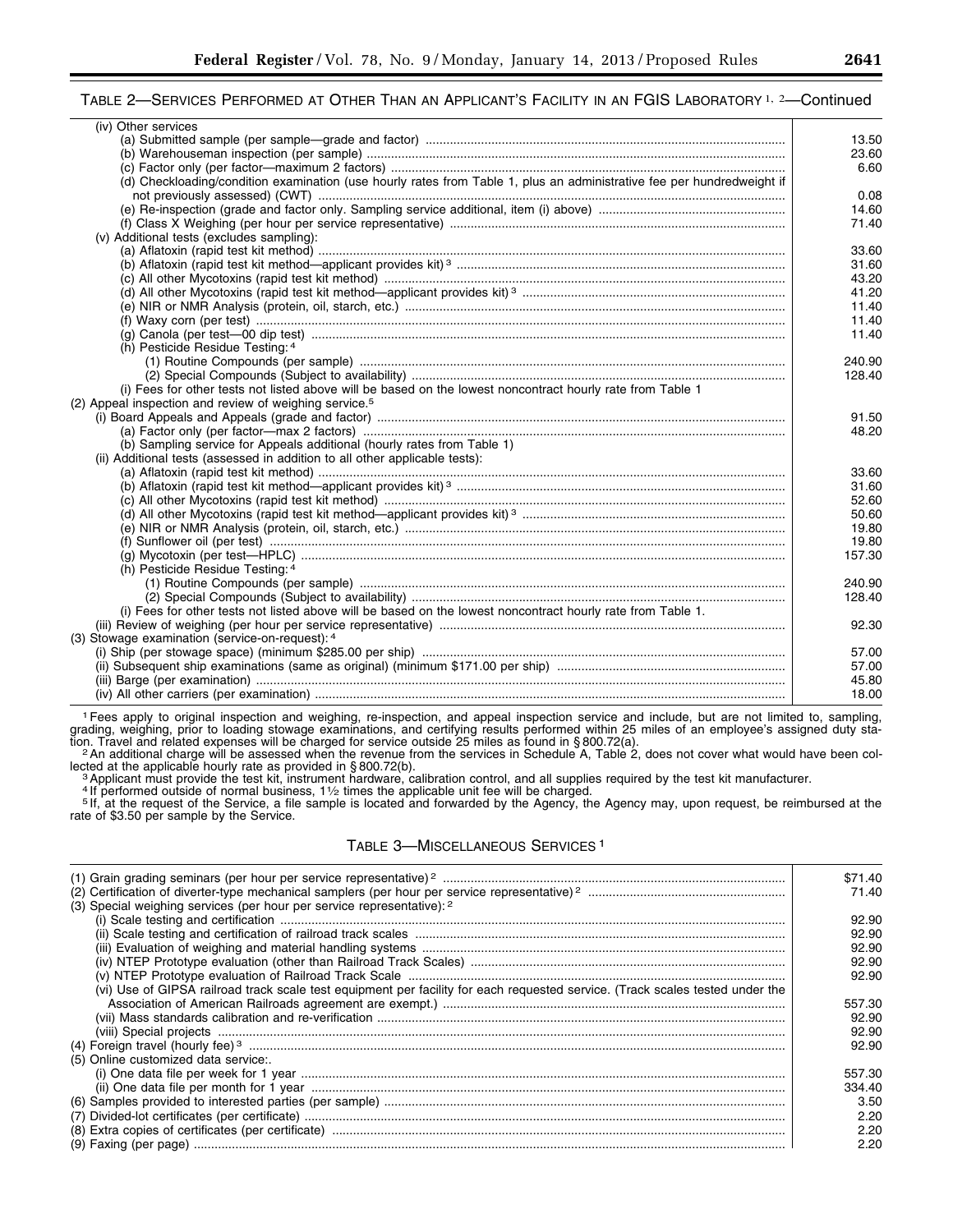TABLE 2—SERVICES PERFORMED AT OTHER THAN AN APPLICANT'S FACILITY IN AN FGIS LABORATORY [1, 2]—Continued

| Service | Fee |
|---|---|
| (iv) Other services | |
| (a) Submitted sample (per sample—grade and factor) | 13.50 |
| (b) Warehouseman inspection (per sample) | 23.60 |
| (c) Factor only (per factor—maximum 2 factors) | 6.60 |
| (d) Checkloading/condition examination (use hourly rates from Table 1, plus an administrative fee per hundredweight if not previously assessed) (CWT) | 0.08 |
| (e) Re-inspection (grade and factor only. Sampling service additional, item (i) above) | 14.60 |
| (f) Class X Weighing (per hour per service representative) | 71.40 |
| (v) Additional tests (excludes sampling): | |
| (a) Aflatoxin (rapid test kit method) | 33.60 |
| (b) Aflatoxin (rapid test kit method—applicant provides kit) [3] | 31.60 |
| (c) All other Mycotoxins (rapid test kit method) | 43.20 |
| (d) All other Mycotoxins (rapid test kit method—applicant provides kit) [3] | 41.20 |
| (e) NIR or NMR Analysis (protein, oil, starch, etc.) | 11.40 |
| (f) Waxy corn (per test) | 11.40 |
| (g) Canola (per test—00 dip test) | 11.40 |
| (h) Pesticide Residue Testing: [4] | |
| (1) Routine Compounds (per sample) | 240.90 |
| (2) Special Compounds (Subject to availability) | 128.40 |
| (i) Fees for other tests not listed above will be based on the lowest noncontract hourly rate from Table 1 | |
| (2) Appeal inspection and review of weighing service. [5] | |
| (i) Board Appeals and Appeals (grade and factor) | 91.50 |
| (a) Factor only (per factor—max 2 factors) | 48.20 |
| (b) Sampling service for Appeals additional (hourly rates from Table 1) | |
| (ii) Additional tests (assessed in addition to all other applicable tests): | |
| (a) Aflatoxin (rapid test kit method) | 33.60 |
| (b) Aflatoxin (rapid test kit method—applicant provides kit) [3] | 31.60 |
| (c) All other Mycotoxins (rapid test kit method) | 52.60 |
| (d) All other Mycotoxins (rapid test kit method—applicant provides kit) [3] | 50.60 |
| (e) NIR or NMR Analysis (protein, oil, starch, etc.) | 19.80 |
| (f) Sunflower oil (per test) | 19.80 |
| (g) Mycotoxin (per test—HPLC) | 157.30 |
| (h) Pesticide Residue Testing: [4] | |
| (1) Routine Compounds (per sample) | 240.90 |
| (2) Special Compounds (Subject to availability) | 128.40 |
| (i) Fees for other tests not listed above will be based on the lowest noncontract hourly rate from Table 1. | |
| (iii) Review of weighing (per hour per service representative) | 92.30 |
| (3) Stowage examination (service-on-request): [4] | |
| (i) Ship (per stowage space) (minimum $285.00 per ship) | 57.00 |
| (ii) Subsequent ship examinations (same as original) (minimum $171.00 per ship) | 57.00 |
| (iii) Barge (per examination) | 45.80 |
| (iv) All other carriers (per examination) | 18.00 |

[1] Fees apply to original inspection and weighing, re-inspection, and appeal inspection service and include, but are not limited to, sampling, grading, weighing, prior to loading stowage examinations, and certifying results performed within 25 miles of an employee's assigned duty station. Travel and related expenses will be charged for service outside 25 miles as found in § 800.72(a).

[2] An additional charge will be assessed when the revenue from the services in Schedule A, Table 2, does not cover what would have been collected at the applicable hourly rate as provided in § 800.72(b).

[3] Applicant must provide the test kit, instrument hardware, calibration control, and all supplies required by the test kit manufacturer.

[4] If performed outside of normal business, 1½ times the applicable unit fee will be charged.

[5] If, at the request of the Service, a file sample is located and forwarded by the Agency, the Agency may, upon request, be reimbursed at the rate of $3.50 per sample by the Service.

TABLE 3—MISCELLANEOUS SERVICES [1]

| Service | Fee |
|---|---|
| (1) Grain grading seminars (per hour per service representative) [2] | $71.40 |
| (2) Certification of diverter-type mechanical samplers (per hour per service representative) [2] | 71.40 |
| (3) Special weighing services (per hour per service representative): [2] | |
| (i) Scale testing and certification | 92.90 |
| (ii) Scale testing and certification of railroad track scales | 92.90 |
| (iii) Evaluation of weighing and material handling systems | 92.90 |
| (iv) NTEP Prototype evaluation (other than Railroad Track Scales) | 92.90 |
| (v) NTEP Prototype evaluation of Railroad Track Scale | 92.90 |
| (vi) Use of GIPSA railroad track scale test equipment per facility for each requested service. (Track scales tested under the Association of American Railroads agreement are exempt.) | 557.30 |
| (vii) Mass standards calibration and re-verification | 92.90 |
| (viii) Special projects | 92.90 |
| (4) Foreign travel (hourly fee) [3] | 92.90 |
| (5) Online customized data service:. | |
| (i) One data file per week for 1 year | 557.30 |
| (ii) One data file per month for 1 year | 334.40 |
| (6) Samples provided to interested parties (per sample) | 3.50 |
| (7) Divided-lot certificates (per certificate) | 2.20 |
| (8) Extra copies of certificates (per certificate) | 2.20 |
| (9) Faxing (per page) | 2.20 |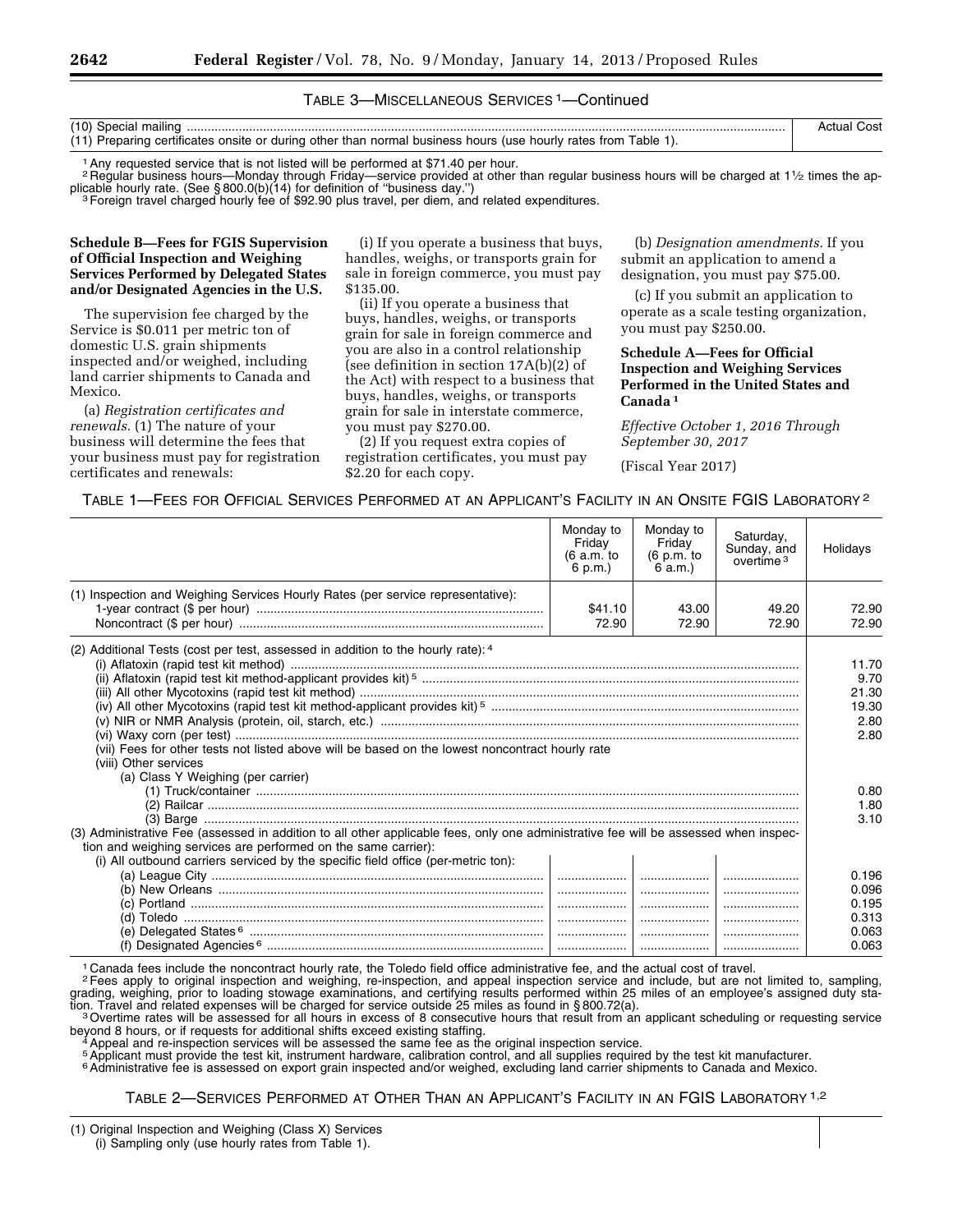TABLE 3—MISCELLANEOUS SERVICES [1]—Continued

| | |
|---|---|
| (10) Special mailing | Actual Cost |
| (11) Preparing certificates onsite or during other than normal business hours (use hourly rates from Table 1). | |

[1] Any requested service that is not listed will be performed at $71.40 per hour.

[2] Regular business hours—Monday through Friday—service provided at other than regular business hours will be charged at 1½ times the applicable hourly rate. (See § 800.0(b)(14) for definition of "business day.")

[3] Foreign travel charged hourly fee of $92.90 plus travel, per diem, and related expenditures.

**Schedule B—Fees for FGIS Supervision of Official Inspection and Weighing Services Performed by Delegated States and/or Designated Agencies in the U.S.**

The supervision fee charged by the Service is $0.011 per metric ton of domestic U.S. grain shipments inspected and/or weighed, including land carrier shipments to Canada and Mexico.

(a) *Registration certificates and renewals.* (1) The nature of your business will determine the fees that your business must pay for registration certificates and renewals:

(i) If you operate a business that buys, handles, weighs, or transports grain for sale in foreign commerce, you must pay $135.00.

(ii) If you operate a business that buys, handles, weighs, or transports grain for sale in foreign commerce and you are also in a control relationship (see definition in section 17A(b)(2) of the Act) with respect to a business that buys, handles, weighs, or transports grain for sale in interstate commerce, you must pay $270.00.

(2) If you request extra copies of registration certificates, you must pay $2.20 for each copy.

(b) *Designation amendments.* If you submit an application to amend a designation, you must pay $75.00.

(c) If you submit an application to operate as a scale testing organization, you must pay $250.00.

**Schedule A—Fees for Official Inspection and Weighing Services Performed in the United States and Canada [1]**

*Effective October 1, 2016 Through September 30, 2017*

(Fiscal Year 2017)

TABLE 1—FEES FOR OFFICIAL SERVICES PERFORMED AT AN APPLICANT'S FACILITY IN AN ONSITE FGIS LABORATORY [2]

| | Monday to Friday (6 a.m. to 6 p.m.) | Monday to Friday (6 p.m. to 6 a.m.) | Saturday, Sunday, and overtime [3] | Holidays |
|---|---|---|---|---|
| (1) Inspection and Weighing Services Hourly Rates (per service representative): | | | | |
| 1-year contract ($ per hour) | $41.10 | 43.00 | 49.20 | 72.90 |
| Noncontract ($ per hour) | 72.90 | 72.90 | 72.90 | 72.90 |
| (2) Additional Tests (cost per test, assessed in addition to the hourly rate): [4] | | | | |
| (i) Aflatoxin (rapid test kit method) | | | | 11.70 |
| (ii) Aflatoxin (rapid test kit method-applicant provides kit) [5] | | | | 9.70 |
| (iii) All other Mycotoxins (rapid test kit method) | | | | 21.30 |
| (iv) All other Mycotoxins (rapid test kit method-applicant provides kit) [5] | | | | 19.30 |
| (v) NIR or NMR Analysis (protein, oil, starch, etc.) | | | | 2.80 |
| (vi) Waxy corn (per test) | | | | 2.80 |
| (vii) Fees for other tests not listed above will be based on the lowest noncontract hourly rate | | | | |
| (viii) Other services | | | | |
| (a) Class Y Weighing (per carrier) | | | | |
| (1) Truck/container | | | | 0.80 |
| (2) Railcar | | | | 1.80 |
| (3) Barge | | | | 3.10 |
| (3) Administrative Fee (assessed in addition to all other applicable fees, only one administrative fee will be assessed when inspection and weighing services are performed on the same carrier): | | | | |
| (i) All outbound carriers serviced by the specific field office (per-metric ton): | | | | |
| (a) League City | | | | 0.196 |
| (b) New Orleans | | | | 0.096 |
| (c) Portland | | | | 0.195 |
| (d) Toledo | | | | 0.313 |
| (e) Delegated States [6] | | | | 0.063 |
| (f) Designated Agencies [6] | | | | 0.063 |

[1] Canada fees include the noncontract hourly rate, the Toledo field office administrative fee, and the actual cost of travel.

[2] Fees apply to original inspection and weighing, re-inspection, and appeal inspection service and include, but are not limited to, sampling, grading, weighing, prior to loading stowage examinations, and certifying results performed within 25 miles of an employee's assigned duty station. Travel and related expenses will be charged for service outside 25 miles as found in § 800.72(a).

[3] Overtime rates will be assessed for all hours in excess of 8 consecutive hours that result from an applicant scheduling or requesting service beyond 8 hours, or if requests for additional shifts exceed existing staffing.

[4] Appeal and re-inspection services will be assessed the same fee as the original inspection service.

[5] Applicant must provide the test kit, instrument hardware, calibration control, and all supplies required by the test kit manufacturer.

[6] Administrative fee is assessed on export grain inspected and/or weighed, excluding land carrier shipments to Canada and Mexico.

TABLE 2—SERVICES PERFORMED AT OTHER THAN AN APPLICANT'S FACILITY IN AN FGIS LABORATORY [1,2]

| | |
|---|---|
| (1) Original Inspection and Weighing (Class X) Services | |
| (i) Sampling only (use hourly rates from Table 1). | |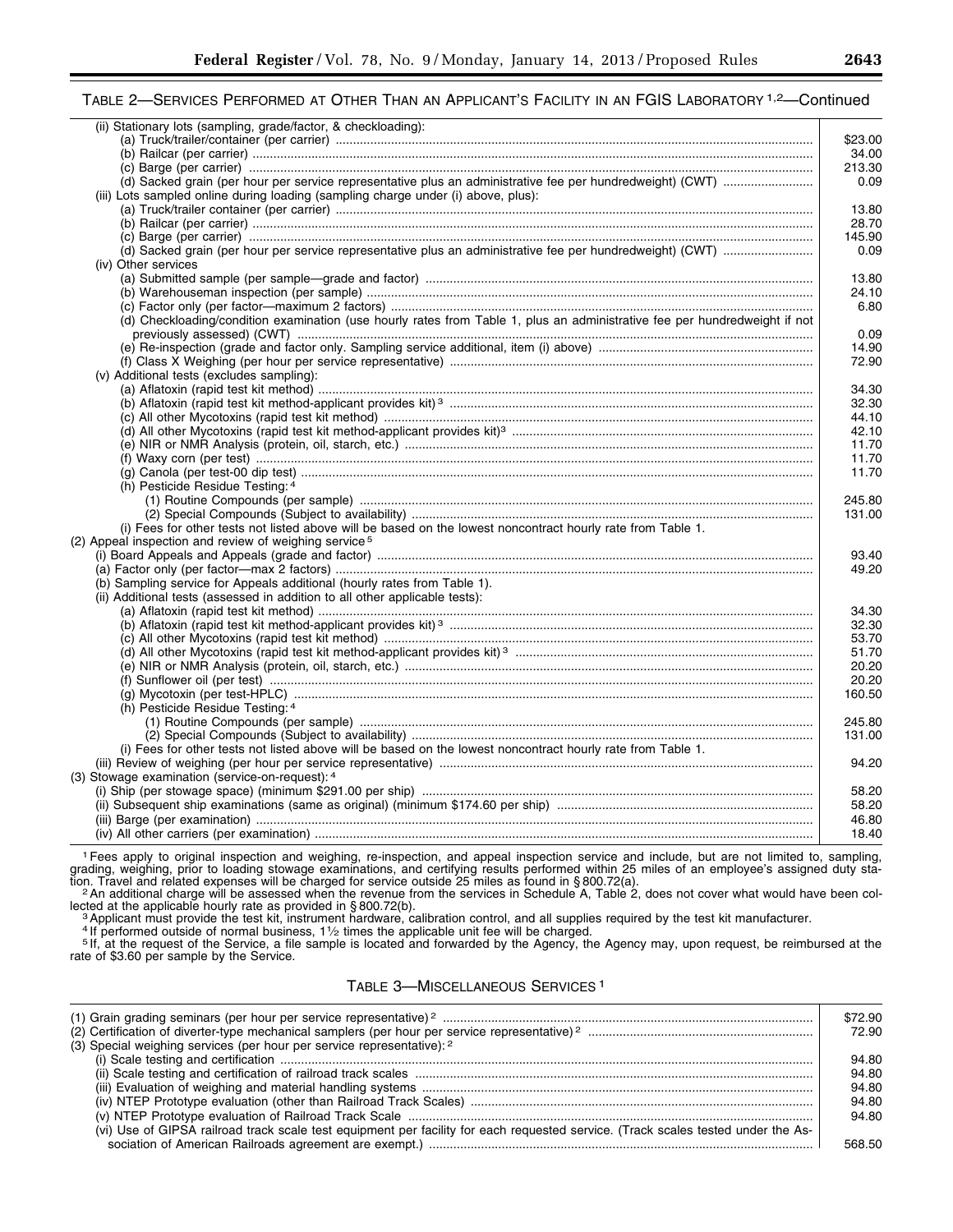TABLE 2—SERVICES PERFORMED AT OTHER THAN AN APPLICANT'S FACILITY IN AN FGIS LABORATORY [1,2]—Continued

| Service | Fee |
|---|---|
| (ii) Stationary lots (sampling, grade/factor, & checkloading): | |
| (a) Truck/trailer/container (per carrier) | $23.00 |
| (b) Railcar (per carrier) | 34.00 |
| (c) Barge (per carrier) | 213.30 |
| (d) Sacked grain (per hour per service representative plus an administrative fee per hundredweight) (CWT) | 0.09 |
| (iii) Lots sampled online during loading (sampling charge under (i) above, plus): | |
| (a) Truck/trailer container (per carrier) | 13.80 |
| (b) Railcar (per carrier) | 28.70 |
| (c) Barge (per carrier) | 145.90 |
| (d) Sacked grain (per hour per service representative plus an administrative fee per hundredweight) (CWT) | 0.09 |
| (iv) Other services | |
| (a) Submitted sample (per sample—grade and factor) | 13.80 |
| (b) Warehouseman inspection (per sample) | 24.10 |
| (c) Factor only (per factor—maximum 2 factors) | 6.80 |
| (d) Checkloading/condition examination (use hourly rates from Table 1, plus an administrative fee per hundredweight if not previously assessed) (CWT) | 0.09 |
| (e) Re-inspection (grade and factor only. Sampling service additional, item (i) above) | 14.90 |
| (f) Class X Weighing (per hour per service representative) | 72.90 |
| (v) Additional tests (excludes sampling): | |
| (a) Aflatoxin (rapid test kit method) | 34.30 |
| (b) Aflatoxin (rapid test kit method-applicant provides kit) [3] | 32.30 |
| (c) All other Mycotoxins (rapid test kit method) | 44.10 |
| (d) All other Mycotoxins (rapid test kit method-applicant provides kit) [3] | 42.10 |
| (e) NIR or NMR Analysis (protein, oil, starch, etc.) | 11.70 |
| (f) Waxy corn (per test) | 11.70 |
| (g) Canola (per test-00 dip test) | 11.70 |
| (h) Pesticide Residue Testing: [4] | |
| (1) Routine Compounds (per sample) | 245.80 |
| (2) Special Compounds (Subject to availability) | 131.00 |
| (i) Fees for other tests not listed above will be based on the lowest noncontract hourly rate from Table 1. | |
| (2) Appeal inspection and review of weighing service [5] | |
| (i) Board Appeals and Appeals (grade and factor) | 93.40 |
| (a) Factor only (per factor—max 2 factors) | 49.20 |
| (b) Sampling service for Appeals additional (hourly rates from Table 1). | |
| (ii) Additional tests (assessed in addition to all other applicable tests): | |
| (a) Aflatoxin (rapid test kit method) | 34.30 |
| (b) Aflatoxin (rapid test kit method-applicant provides kit) [3] | 32.30 |
| (c) All other Mycotoxins (rapid test kit method) | 53.70 |
| (d) All other Mycotoxins (rapid test kit method-applicant provides kit) [3] | 51.70 |
| (e) NIR or NMR Analysis (protein, oil, starch, etc.) | 20.20 |
| (f) Sunflower oil (per test) | 20.20 |
| (g) Mycotoxin (per test-HPLC) | 160.50 |
| (h) Pesticide Residue Testing: [4] | |
| (1) Routine Compounds (per sample) | 245.80 |
| (2) Special Compounds (Subject to availability) | 131.00 |
| (i) Fees for other tests not listed above will be based on the lowest noncontract hourly rate from Table 1. | |
| (iii) Review of weighing (per hour per service representative) | 94.20 |
| (3) Stowage examination (service-on-request): [4] | |
| (i) Ship (per stowage space) (minimum $291.00 per ship) | 58.20 |
| (ii) Subsequent ship examinations (same as original) (minimum $174.60 per ship) | 58.20 |
| (iii) Barge (per examination) | 46.80 |
| (iv) All other carriers (per examination) | 18.40 |

[1] Fees apply to original inspection and weighing, re-inspection, and appeal inspection service and include, but are not limited to, sampling, grading, weighing, prior to loading stowage examinations, and certifying results performed within 25 miles of an employee's assigned duty station. Travel and related expenses will be charged for service outside 25 miles as found in § 800.72(a).

[2] An additional charge will be assessed when the revenue from the services in Schedule A, Table 2, does not cover what would have been collected at the applicable hourly rate as provided in § 800.72(b).

[3] Applicant must provide the test kit, instrument hardware, calibration control, and all supplies required by the test kit manufacturer.

[4] If performed outside of normal business, 1½ times the applicable unit fee will be charged.

[5] If, at the request of the Service, a file sample is located and forwarded by the Agency, the Agency may, upon request, be reimbursed at the rate of $3.60 per sample by the Service.

TABLE 3—MISCELLANEOUS SERVICES [1]

| Service | Fee |
|---|---|
| (1) Grain grading seminars (per hour per service representative) [2] | $72.90 |
| (2) Certification of diverter-type mechanical samplers (per hour per service representative) [2] | 72.90 |
| (3) Special weighing services (per hour per service representative): [2] | |
| (i) Scale testing and certification | 94.80 |
| (ii) Scale testing and certification of railroad track scales | 94.80 |
| (iii) Evaluation of weighing and material handling systems | 94.80 |
| (iv) NTEP Prototype evaluation (other than Railroad Track Scales) | 94.80 |
| (v) NTEP Prototype evaluation of Railroad Track Scale | 94.80 |
| (vi) Use of GIPSA railroad track scale test equipment per facility for each requested service. (Track scales tested under the Association of American Railroads agreement are exempt.) | 568.50 |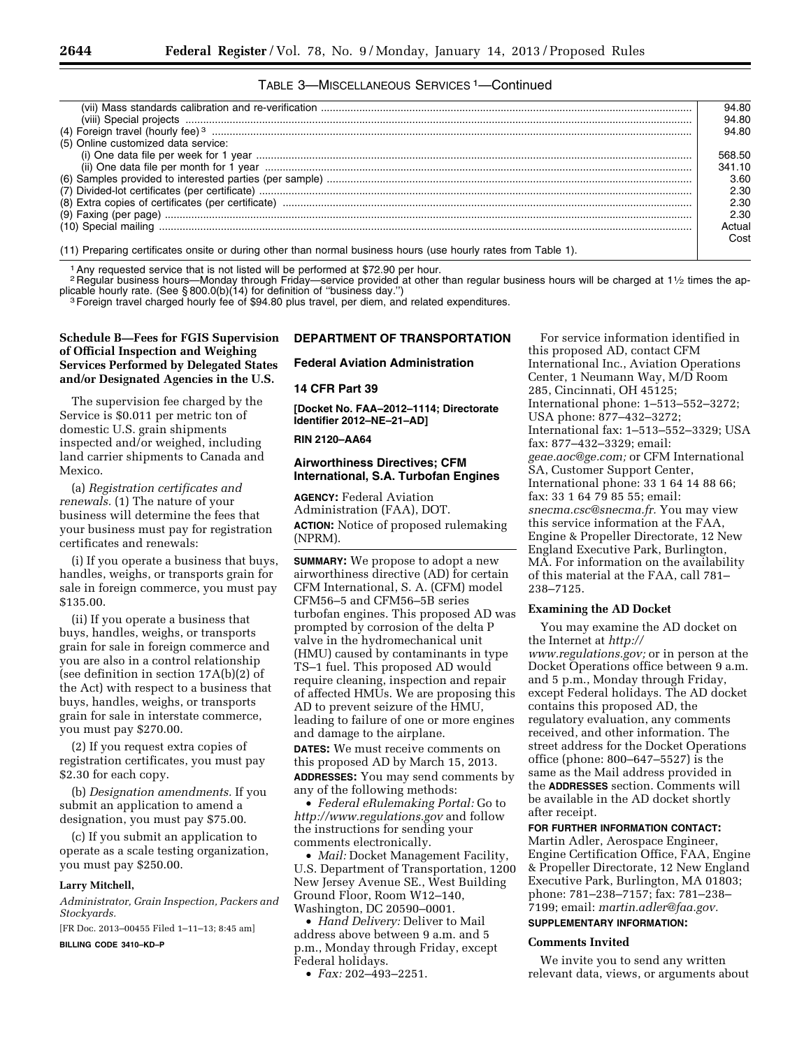TABLE 3—MISCELLANEOUS SERVICES[1]—Continued

| | |
|---|---|
| (vii) Mass standards calibration and re-verification | 94.80 |
| (viii) Special projects | 94.80 |
| (4) Foreign travel (hourly fee)[3] | 94.80 |
| (5) Online customized data service: | |
| (i) One data file per week for 1 year | 568.50 |
| (ii) One data file per month for 1 year | 341.10 |
| (6) Samples provided to interested parties (per sample) | 3.60 |
| (7) Divided-lot certificates (per certificate) | 2.30 |
| (8) Extra copies of certificates (per certificate) | 2.30 |
| (9) Faxing (per page) | 2.30 |
| (10) Special mailing | Actual Cost |
| (11) Preparing certificates onsite or during other than normal business hours (use hourly rates from Table 1). | |

[1] Any requested service that is not listed will be performed at $72.90 per hour.
[2] Regular business hours—Monday through Friday—service provided at other than regular business hours will be charged at 1½ times the applicable hourly rate. (See § 800.0(b)(14) for definition of "business day.")
[3] Foreign travel charged hourly fee of $94.80 plus travel, per diem, and related expenditures.

**Schedule B—Fees for FGIS Supervision of Official Inspection and Weighing Services Performed by Delegated States and/or Designated Agencies in the U.S.**

The supervision fee charged by the Service is $0.011 per metric ton of domestic U.S. grain shipments inspected and/or weighed, including land carrier shipments to Canada and Mexico.

(a) *Registration certificates and renewals.* (1) The nature of your business will determine the fees that your business must pay for registration certificates and renewals:

(i) If you operate a business that buys, handles, weighs, or transports grain for sale in foreign commerce, you must pay $135.00.

(ii) If you operate a business that buys, handles, weighs, or transports grain for sale in foreign commerce and you are also in a control relationship (see definition in section 17A(b)(2) of the Act) with respect to a business that buys, handles, weighs, or transports grain for sale in interstate commerce, you must pay $270.00.

(2) If you request extra copies of registration certificates, you must pay $2.30 for each copy.

(b) *Designation amendments.* If you submit an application to amend a designation, you must pay $75.00.

(c) If you submit an application to operate as a scale testing organization, you must pay $250.00.

**Larry Mitchell,**

*Administrator, Grain Inspection, Packers and Stockyards.*

[FR Doc. 2013–00455 Filed 1–11–13; 8:45 am]

**BILLING CODE 3410–KD–P**

## DEPARTMENT OF TRANSPORTATION

### Federal Aviation Administration

### 14 CFR Part 39

**[Docket No. FAA–2012–1114; Directorate Identifier 2012–NE–21–AD]**

**RIN 2120–AA64**

### Airworthiness Directives; CFM International, S.A. Turbofan Engines

**AGENCY:** Federal Aviation Administration (FAA), DOT.

**ACTION:** Notice of proposed rulemaking (NPRM).

**SUMMARY:** We propose to adopt a new airworthiness directive (AD) for certain CFM International, S. A. (CFM) model CFM56–5 and CFM56–5B series turbofan engines. This proposed AD was prompted by corrosion of the delta P valve in the hydromechanical unit (HMU) caused by contaminants in type TS–1 fuel. This proposed AD would require cleaning, inspection and repair of affected HMUs. We are proposing this AD to prevent seizure of the HMU, leading to failure of one or more engines and damage to the airplane.

**DATES:** We must receive comments on this proposed AD by March 15, 2013.

**ADDRESSES:** You may send comments by any of the following methods:

- *Federal eRulemaking Portal:* Go to *http://www.regulations.gov* and follow the instructions for sending your comments electronically.
- *Mail:* Docket Management Facility, U.S. Department of Transportation, 1200 New Jersey Avenue SE., West Building Ground Floor, Room W12–140, Washington, DC 20590–0001.
- *Hand Delivery:* Deliver to Mail address above between 9 a.m. and 5 p.m., Monday through Friday, except Federal holidays.
- *Fax:* 202–493–2251.

For service information identified in this proposed AD, contact CFM International Inc., Aviation Operations Center, 1 Neumann Way, M/D Room 285, Cincinnati, OH 45125; International phone: 1–513–552–3272; USA phone: 877–432–3272; International fax: 1–513–552–3329; USA fax: 877–432–3329; email: *geae.aoc@ge.com;* or CFM International SA, Customer Support Center, International phone: 33 1 64 14 88 66; fax: 33 1 64 79 85 55; email: *snecma.csc@snecma.fr.* You may view this service information at the FAA, Engine & Propeller Directorate, 12 New England Executive Park, Burlington, MA. For information on the availability of this material at the FAA, call 781–238–7125.

**Examining the AD Docket**

You may examine the AD docket on the Internet at *http://www.regulations.gov;* or in person at the Docket Operations office between 9 a.m. and 5 p.m., Monday through Friday, except Federal holidays. The AD docket contains this proposed AD, the regulatory evaluation, any comments received, and other information. The street address for the Docket Operations office (phone: 800–647–5527) is the same as the Mail address provided in the **ADDRESSES** section. Comments will be available in the AD docket shortly after receipt.

**FOR FURTHER INFORMATION CONTACT:** Martin Adler, Aerospace Engineer, Engine Certification Office, FAA, Engine & Propeller Directorate, 12 New England Executive Park, Burlington, MA 01803; phone: 781–238–7157; fax: 781–238–7199; email: *martin.adler@faa.gov.*

**SUPPLEMENTARY INFORMATION:**

**Comments Invited**

We invite you to send any written relevant data, views, or arguments about